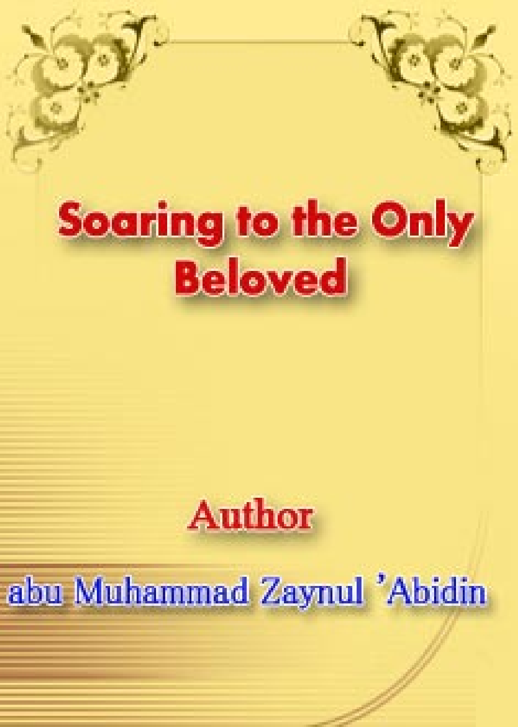# Soaring to the Only Beloved

**Author**

**abu Muhammad Zaynul 'Abidin**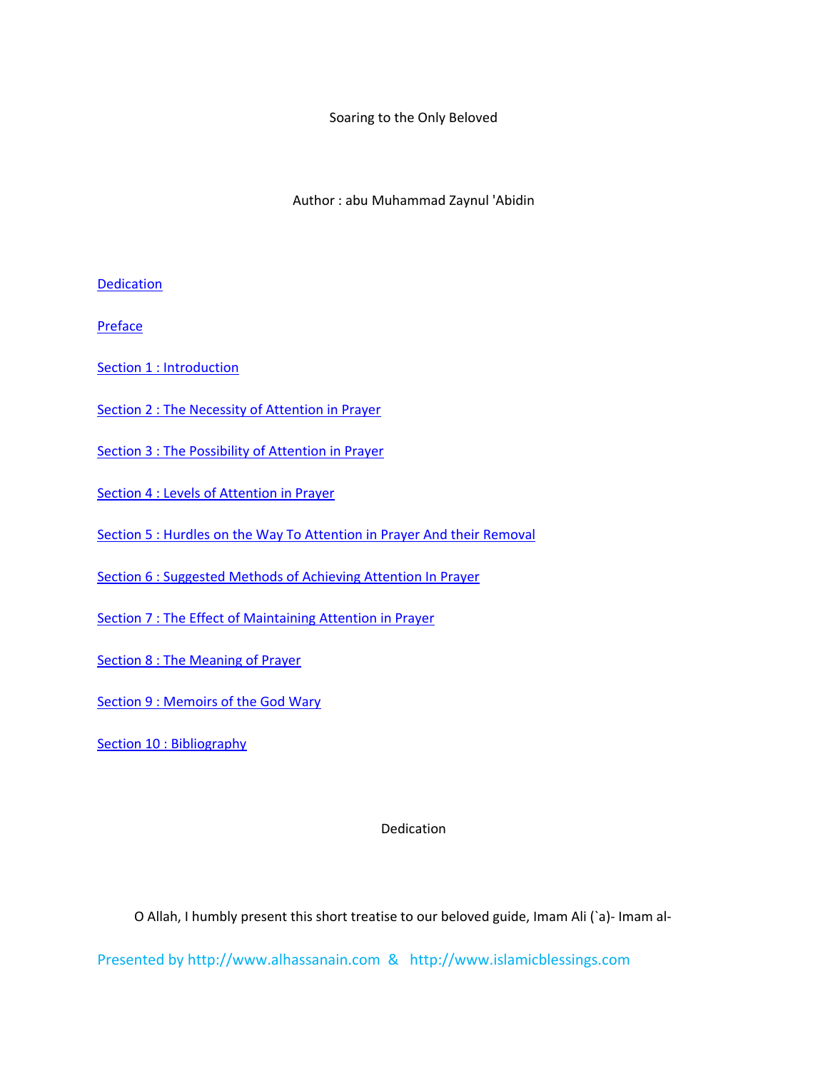# Soaring to the Only Beloved

Author : abu Muhammad Zaynul 'Abidin

[Dedication](#)

[Preface](#)

[Section 1 : Introduction](#)

[Section 2 : The Necessity of Attention in Prayer](#)

[Section 3 : The Possibility of Attention in Prayer](#)

[Section 4 : Levels of Attention in Prayer](#)

[Section 5 : Hurdles on the Way To Attention in Prayer And their Removal](#)

[Section 6 : Suggested Methods of Achieving Attention In Prayer](#)

[Section 7 : The Effect of Maintaining Attention in Prayer](#)

[Section 8 : The Meaning of Prayer](#)

[Section 9 : Memoirs of the God Wary](#)

[Section 10 : Bibliography](#)

## Dedication

O Allah, I humbly present this short treatise to our beloved guide, Imam Ali (`a)- Imam al-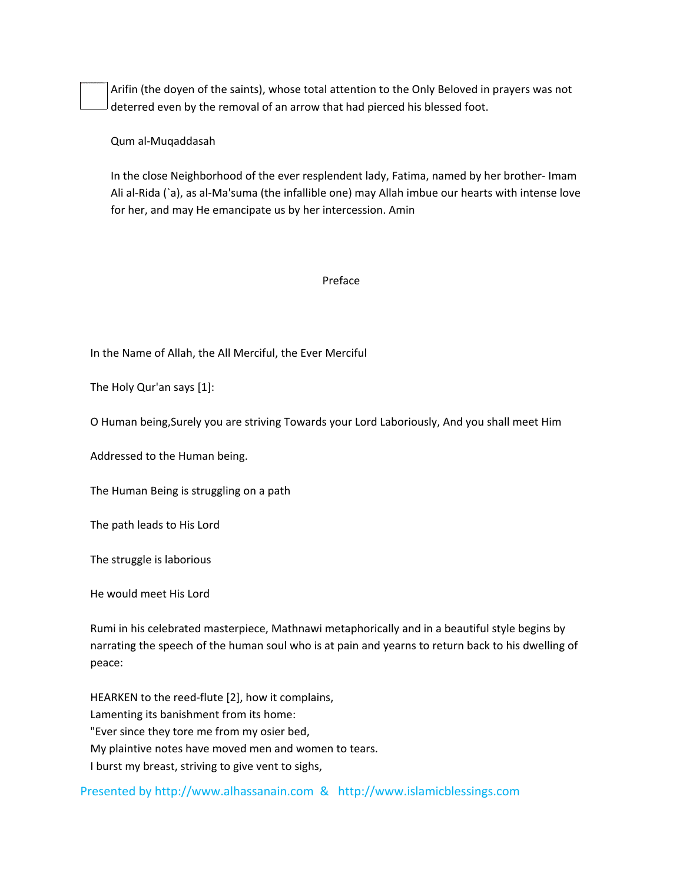Arifin (the doyen of the saints), whose total attention to the Only Beloved in prayers was not deterred even by the removal of an arrow that had pierced his blessed foot.

Qum al-Muqaddasah

In the close Neighborhood of the ever resplendent lady, Fatima, named by her brother- Imam Ali al-Rida (`a), as al-Ma'suma (the infallible one) may Allah imbue our hearts with intense love for her, and may He emancipate us by her intercession. Amin

## Preface

In the Name of Allah, the All Merciful, the Ever Merciful

The Holy Qur'an says [1]:

O Human being,Surely you are striving Towards your Lord Laboriously, And you shall meet Him

Addressed to the Human being.

The Human Being is struggling on a path

The path leads to His Lord

The struggle is laborious

He would meet His Lord

Rumi in his celebrated masterpiece, Mathnawi metaphorically and in a beautiful style begins by narrating the speech of the human soul who is at pain and yearns to return back to his dwelling of peace:

HEARKEN to the reed-flute [2], how it complains,  
Lamenting its banishment from its home:  
"Ever since they tore me from my osier bed,  
My plaintive notes have moved men and women to tears.  
I burst my breast, striving to give vent to sighs,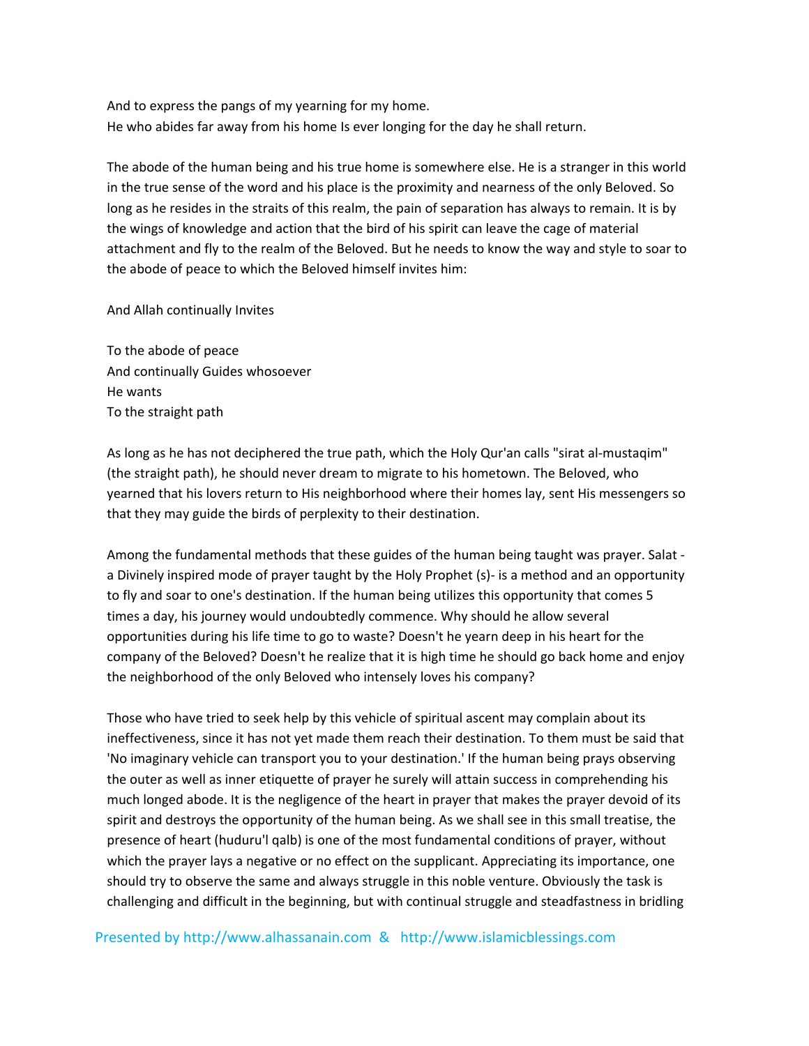And to express the pangs of my yearning for my home.
He who abides far away from his home Is ever longing for the day he shall return.

The abode of the human being and his true home is somewhere else. He is a stranger in this world in the true sense of the word and his place is the proximity and nearness of the only Beloved. So long as he resides in the straits of this realm, the pain of separation has always to remain. It is by the wings of knowledge and action that the bird of his spirit can leave the cage of material attachment and fly to the realm of the Beloved. But he needs to know the way and style to soar to the abode of peace to which the Beloved himself invites him:

And Allah continually Invites

To the abode of peace
And continually Guides whosoever
He wants
To the straight path

As long as he has not deciphered the true path, which the Holy Qur'an calls "sirat al-mustaqim" (the straight path), he should never dream to migrate to his hometown. The Beloved, who yearned that his lovers return to His neighborhood where their homes lay, sent His messengers so that they may guide the birds of perplexity to their destination.

Among the fundamental methods that these guides of the human being taught was prayer. Salat - a Divinely inspired mode of prayer taught by the Holy Prophet (s)- is a method and an opportunity to fly and soar to one's destination. If the human being utilizes this opportunity that comes 5 times a day, his journey would undoubtedly commence. Why should he allow several opportunities during his life time to go to waste? Doesn't he yearn deep in his heart for the company of the Beloved? Doesn't he realize that it is high time he should go back home and enjoy the neighborhood of the only Beloved who intensely loves his company?

Those who have tried to seek help by this vehicle of spiritual ascent may complain about its ineffectiveness, since it has not yet made them reach their destination. To them must be said that 'No imaginary vehicle can transport you to your destination.' If the human being prays observing the outer as well as inner etiquette of prayer he surely will attain success in comprehending his much longed abode. It is the negligence of the heart in prayer that makes the prayer devoid of its spirit and destroys the opportunity of the human being. As we shall see in this small treatise, the presence of heart (huduru'l qalb) is one of the most fundamental conditions of prayer, without which the prayer lays a negative or no effect on the supplicant. Appreciating its importance, one should try to observe the same and always struggle in this noble venture. Obviously the task is challenging and difficult in the beginning, but with continual struggle and steadfastness in bridling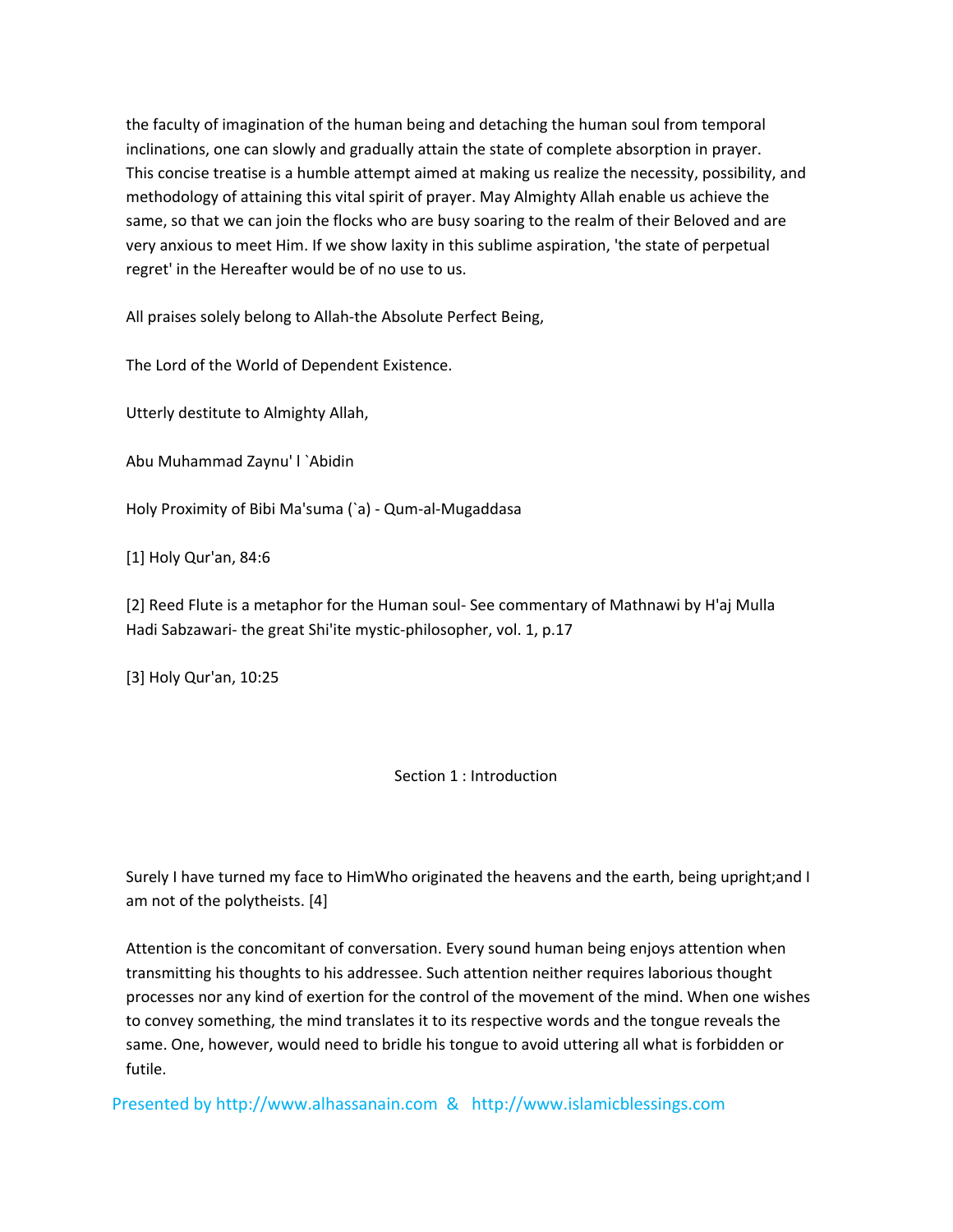the faculty of imagination of the human being and detaching the human soul from temporal inclinations, one can slowly and gradually attain the state of complete absorption in prayer. This concise treatise is a humble attempt aimed at making us realize the necessity, possibility, and methodology of attaining this vital spirit of prayer. May Almighty Allah enable us achieve the same, so that we can join the flocks who are busy soaring to the realm of their Beloved and are very anxious to meet Him. If we show laxity in this sublime aspiration, 'the state of perpetual regret' in the Hereafter would be of no use to us.

All praises solely belong to Allah-the Absolute Perfect Being,

The Lord of the World of Dependent Existence.

Utterly destitute to Almighty Allah,

Abu Muhammad Zaynu' l `Abidin

Holy Proximity of Bibi Ma'suma (`a) - Qum-al-Mugaddasa

[1] Holy Qur'an, 84:6

[2] Reed Flute is a metaphor for the Human soul- See commentary of Mathnawi by H'aj Mulla Hadi Sabzawari- the great Shi'ite mystic-philosopher, vol. 1, p.17

[3] Holy Qur'an, 10:25

## Section 1 : Introduction

Surely I have turned my face to HimWho originated the heavens and the earth, being upright;and I am not of the polytheists. [4]

Attention is the concomitant of conversation. Every sound human being enjoys attention when transmitting his thoughts to his addressee. Such attention neither requires laborious thought processes nor any kind of exertion for the control of the movement of the mind. When one wishes to convey something, the mind translates it to its respective words and the tongue reveals the same. One, however, would need to bridle his tongue to avoid uttering all what is forbidden or futile.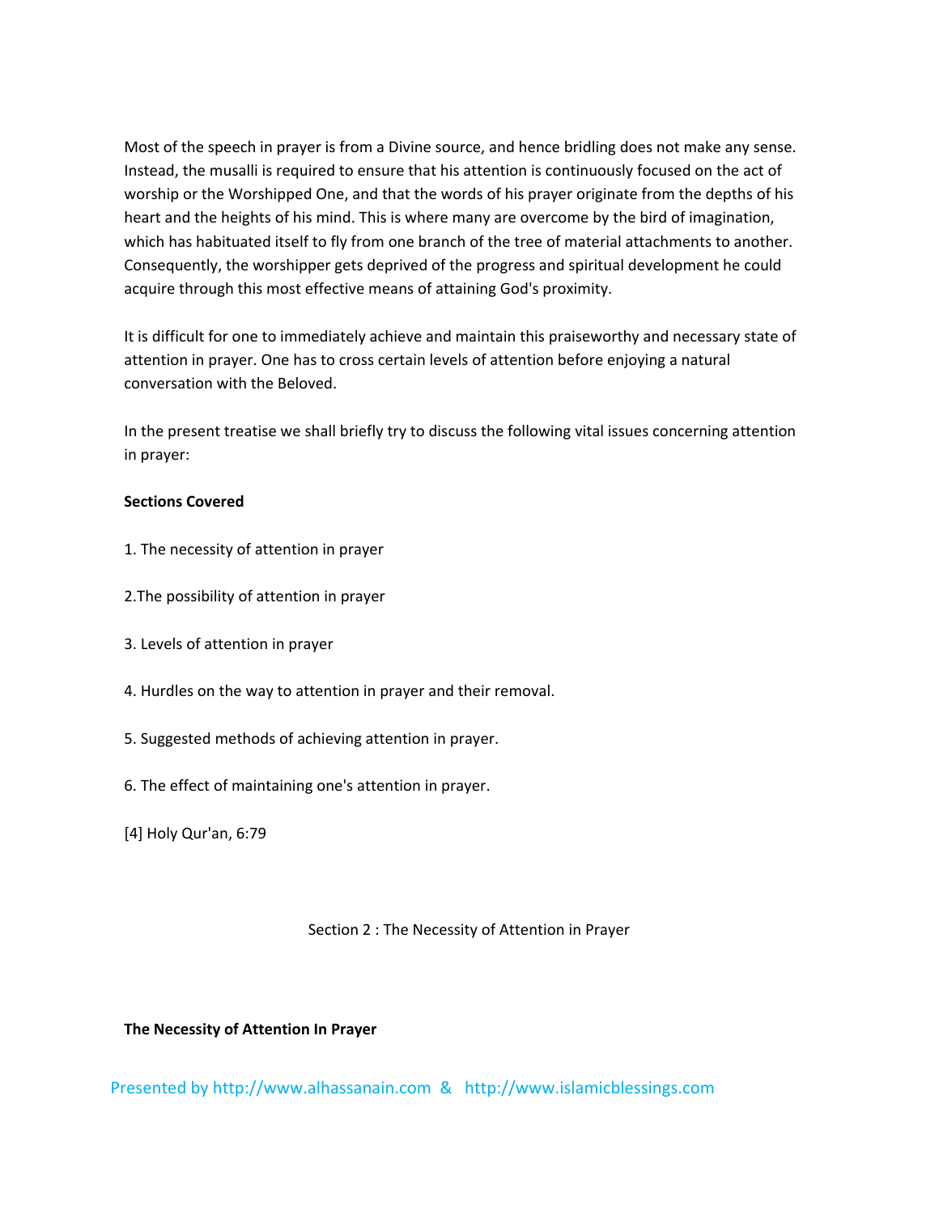Most of the speech in prayer is from a Divine source, and hence bridling does not make any sense. Instead, the musalli is required to ensure that his attention is continuously focused on the act of worship or the Worshipped One, and that the words of his prayer originate from the depths of his heart and the heights of his mind. This is where many are overcome by the bird of imagination, which has habituated itself to fly from one branch of the tree of material attachments to another. Consequently, the worshipper gets deprived of the progress and spiritual development he could acquire through this most effective means of attaining God's proximity.

It is difficult for one to immediately achieve and maintain this praiseworthy and necessary state of attention in prayer. One has to cross certain levels of attention before enjoying a natural conversation with the Beloved.

In the present treatise we shall briefly try to discuss the following vital issues concerning attention in prayer:

**Sections Covered**

1. The necessity of attention in prayer

2.The possibility of attention in prayer

3. Levels of attention in prayer

4. Hurdles on the way to attention in prayer and their removal.

5. Suggested methods of achieving attention in prayer.

6. The effect of maintaining one's attention in prayer.

[4] Holy Qur'an, 6:79

## Section 2 : The Necessity of Attention in Prayer

### The Necessity of Attention In Prayer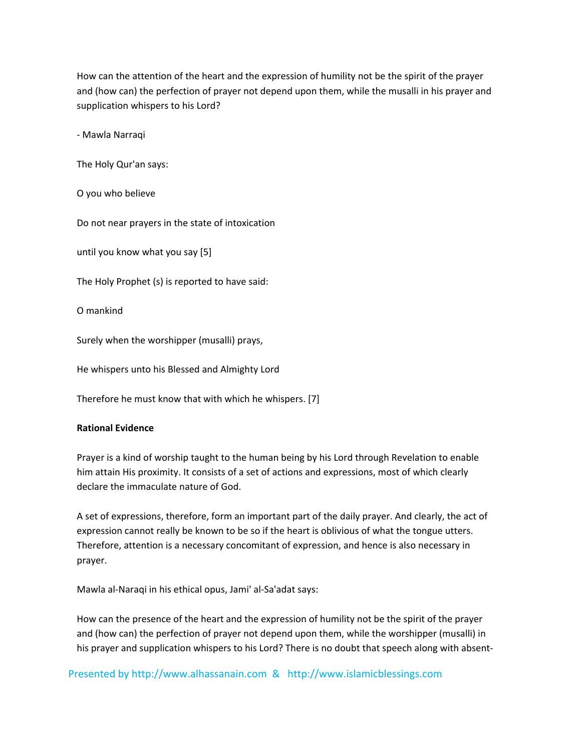How can the attention of the heart and the expression of humility not be the spirit of the prayer and (how can) the perfection of prayer not depend upon them, while the musalli in his prayer and supplication whispers to his Lord?

- Mawla Narraqi

The Holy Qur'an says:

O you who believe

Do not near prayers in the state of intoxication

until you know what you say [5]

The Holy Prophet (s) is reported to have said:

O mankind

Surely when the worshipper (musalli) prays,

He whispers unto his Blessed and Almighty Lord

Therefore he must know that with which he whispers. [7]

**Rational Evidence**

Prayer is a kind of worship taught to the human being by his Lord through Revelation to enable him attain His proximity. It consists of a set of actions and expressions, most of which clearly declare the immaculate nature of God.

A set of expressions, therefore, form an important part of the daily prayer. And clearly, the act of expression cannot really be known to be so if the heart is oblivious of what the tongue utters. Therefore, attention is a necessary concomitant of expression, and hence is also necessary in prayer.

Mawla al-Naraqi in his ethical opus, Jami' al-Sa'adat says:

How can the presence of the heart and the expression of humility not be the spirit of the prayer and (how can) the perfection of prayer not depend upon them, while the worshipper (musalli) in his prayer and supplication whispers to his Lord? There is no doubt that speech along with absent-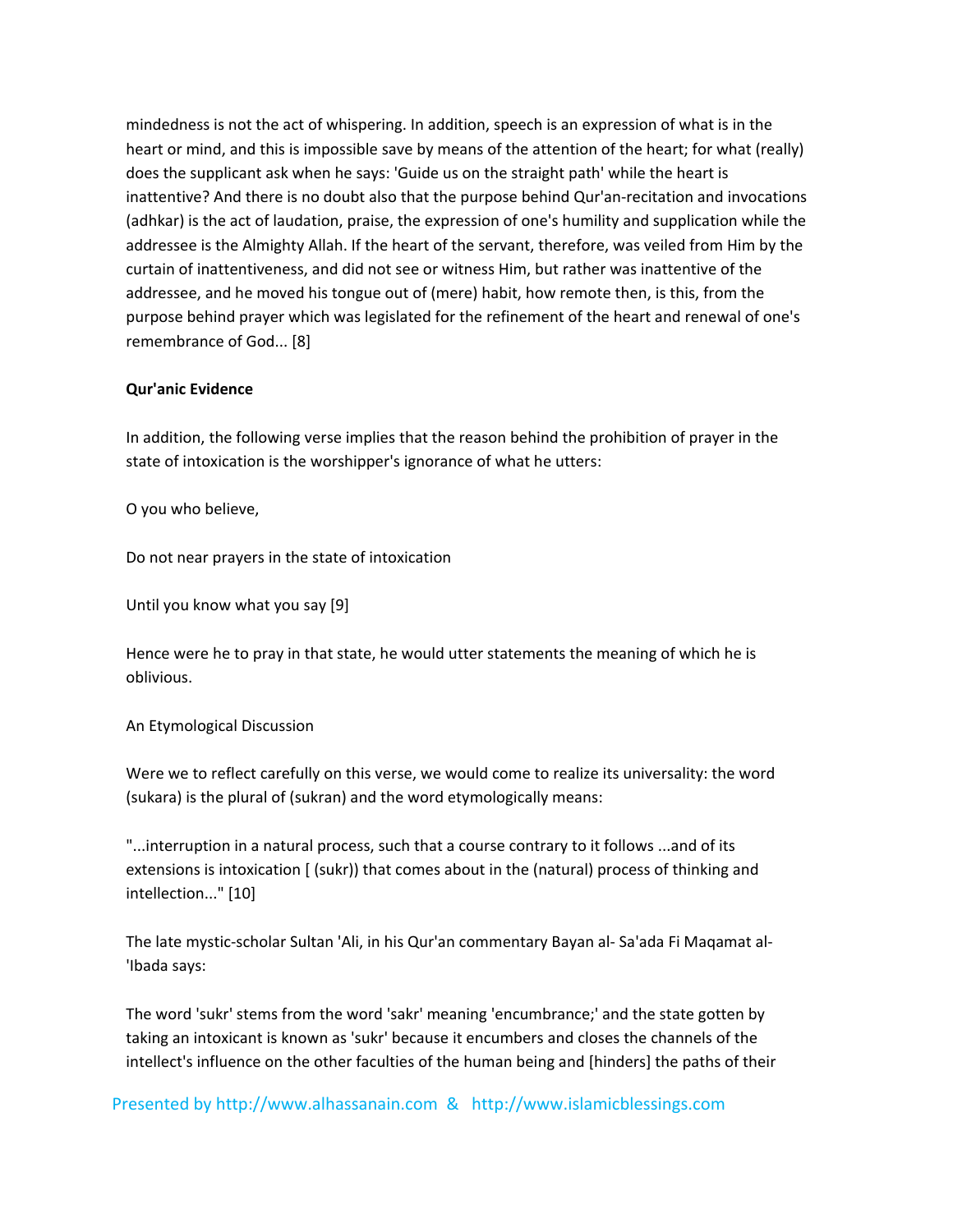mindedness is not the act of whispering. In addition, speech is an expression of what is in the heart or mind, and this is impossible save by means of the attention of the heart; for what (really) does the supplicant ask when he says: 'Guide us on the straight path' while the heart is inattentive? And there is no doubt also that the purpose behind Qur'an-recitation and invocations (adhkar) is the act of laudation, praise, the expression of one's humility and supplication while the addressee is the Almighty Allah. If the heart of the servant, therefore, was veiled from Him by the curtain of inattentiveness, and did not see or witness Him, but rather was inattentive of the addressee, and he moved his tongue out of (mere) habit, how remote then, is this, from the purpose behind prayer which was legislated for the refinement of the heart and renewal of one's remembrance of God... [8]

**Qur'anic Evidence**

In addition, the following verse implies that the reason behind the prohibition of prayer in the state of intoxication is the worshipper's ignorance of what he utters:

O you who believe,

Do not near prayers in the state of intoxication

Until you know what you say [9]

Hence were he to pray in that state, he would utter statements the meaning of which he is oblivious.

An Etymological Discussion

Were we to reflect carefully on this verse, we would come to realize its universality: the word (sukara) is the plural of (sukran) and the word etymologically means:

"...interruption in a natural process, such that a course contrary to it follows ...and of its extensions is intoxication [ (sukr)) that comes about in the (natural) process of thinking and intellection..." [10]

The late mystic-scholar Sultan 'Ali, in his Qur'an commentary Bayan al- Sa'ada Fi Maqamat al-'Ibada says:

The word 'sukr' stems from the word 'sakr' meaning 'encumbrance;' and the state gotten by taking an intoxicant is known as 'sukr' because it encumbers and closes the channels of the intellect's influence on the other faculties of the human being and [hinders] the paths of their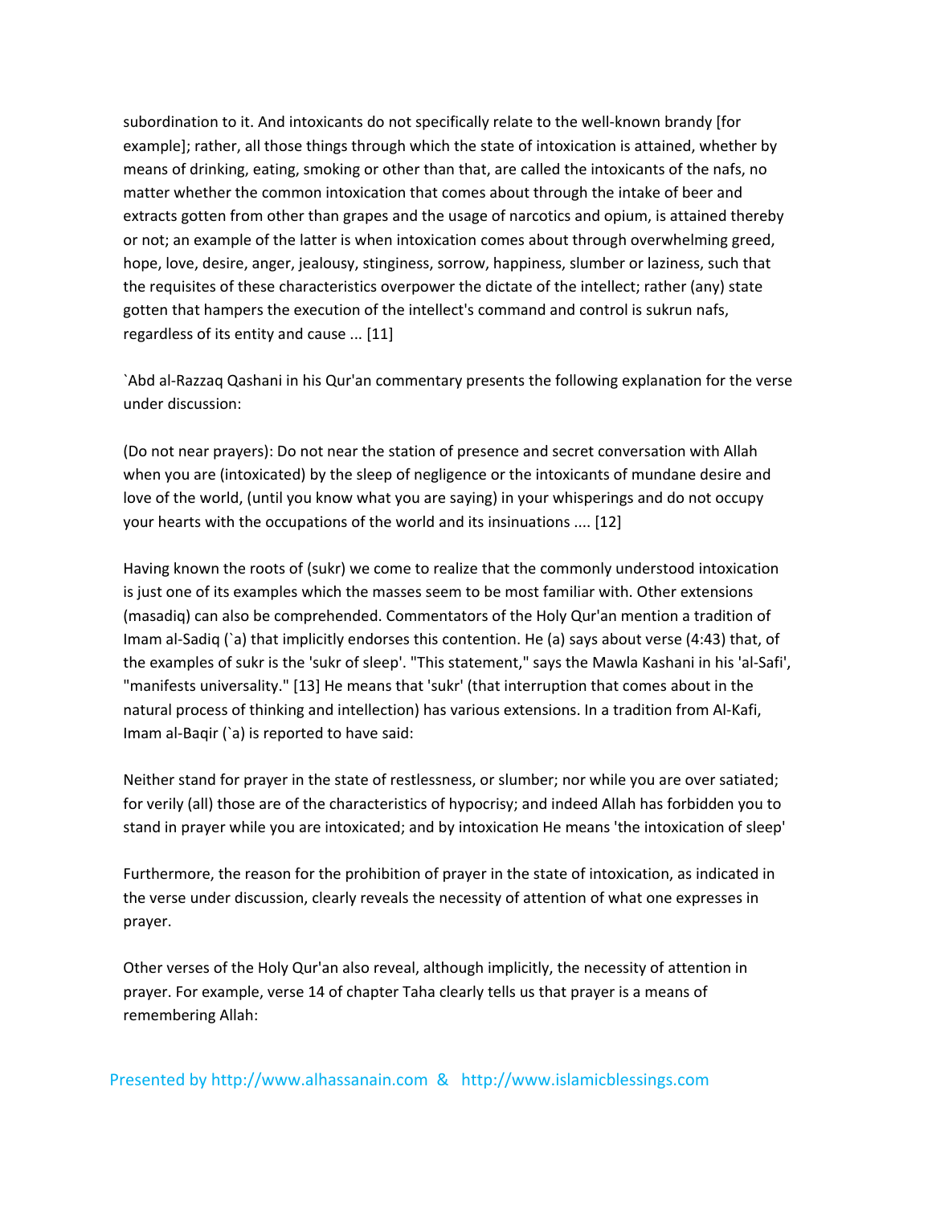subordination to it. And intoxicants do not specifically relate to the well-known brandy [for example]; rather, all those things through which the state of intoxication is attained, whether by means of drinking, eating, smoking or other than that, are called the intoxicants of the nafs, no matter whether the common intoxication that comes about through the intake of beer and extracts gotten from other than grapes and the usage of narcotics and opium, is attained thereby or not; an example of the latter is when intoxication comes about through overwhelming greed, hope, love, desire, anger, jealousy, stinginess, sorrow, happiness, slumber or laziness, such that the requisites of these characteristics overpower the dictate of the intellect; rather (any) state gotten that hampers the execution of the intellect's command and control is sukrun nafs, regardless of its entity and cause ... [11]

`Abd al-Razzaq Qashani in his Qur'an commentary presents the following explanation for the verse under discussion:

(Do not near prayers): Do not near the station of presence and secret conversation with Allah when you are (intoxicated) by the sleep of negligence or the intoxicants of mundane desire and love of the world, (until you know what you are saying) in your whisperings and do not occupy your hearts with the occupations of the world and its insinuations .... [12]

Having known the roots of (sukr) we come to realize that the commonly understood intoxication is just one of its examples which the masses seem to be most familiar with. Other extensions (masadiq) can also be comprehended. Commentators of the Holy Qur'an mention a tradition of Imam al-Sadiq (`a) that implicitly endorses this contention. He (a) says about verse (4:43) that, of the examples of sukr is the 'sukr of sleep'. "This statement," says the Mawla Kashani in his 'al-Safi', "manifests universality." [13] He means that 'sukr' (that interruption that comes about in the natural process of thinking and intellection) has various extensions. In a tradition from Al-Kafi, Imam al-Baqir (`a) is reported to have said:

Neither stand for prayer in the state of restlessness, or slumber; nor while you are over satiated; for verily (all) those are of the characteristics of hypocrisy; and indeed Allah has forbidden you to stand in prayer while you are intoxicated; and by intoxication He means 'the intoxication of sleep'

Furthermore, the reason for the prohibition of prayer in the state of intoxication, as indicated in the verse under discussion, clearly reveals the necessity of attention of what one expresses in prayer.

Other verses of the Holy Qur'an also reveal, although implicitly, the necessity of attention in prayer. For example, verse 14 of chapter Taha clearly tells us that prayer is a means of remembering Allah: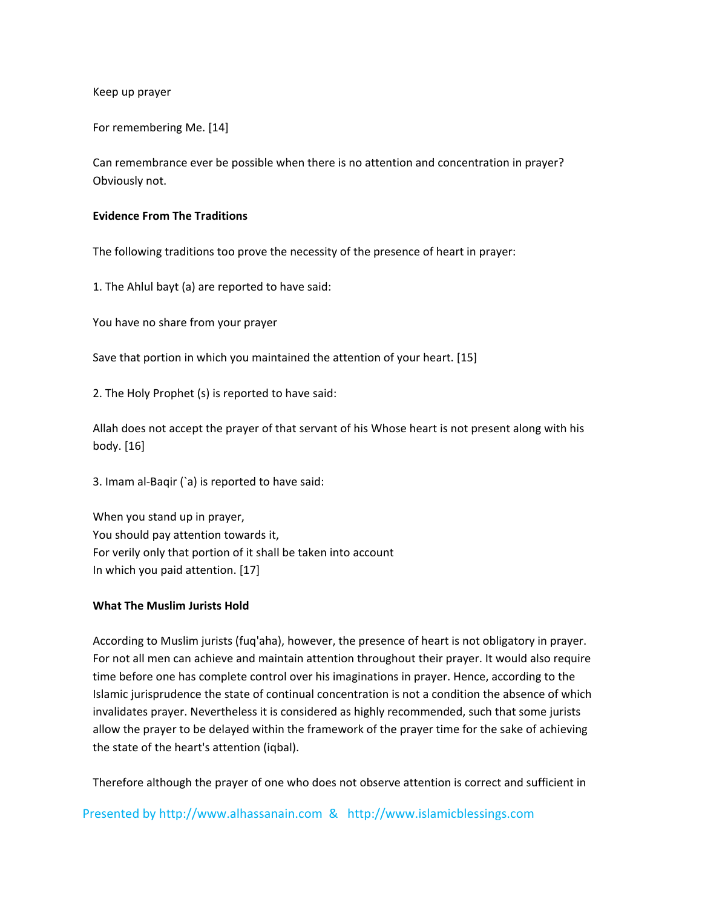Keep up prayer

For remembering Me. [14]

Can remembrance ever be possible when there is no attention and concentration in prayer? Obviously not.

**Evidence From The Traditions**

The following traditions too prove the necessity of the presence of heart in prayer:

1. The Ahlul bayt (a) are reported to have said:

You have no share from your prayer

Save that portion in which you maintained the attention of your heart. [15]

2. The Holy Prophet (s) is reported to have said:

Allah does not accept the prayer of that servant of his Whose heart is not present along with his body. [16]

3. Imam al-Baqir (`a) is reported to have said:

When you stand up in prayer,
You should pay attention towards it,
For verily only that portion of it shall be taken into account
In which you paid attention. [17]

**What The Muslim Jurists Hold**

According to Muslim jurists (fuq'aha), however, the presence of heart is not obligatory in prayer. For not all men can achieve and maintain attention throughout their prayer. It would also require time before one has complete control over his imaginations in prayer. Hence, according to the Islamic jurisprudence the state of continual concentration is not a condition the absence of which invalidates prayer. Nevertheless it is considered as highly recommended, such that some jurists allow the prayer to be delayed within the framework of the prayer time for the sake of achieving the state of the heart's attention (iqbal).

Therefore although the prayer of one who does not observe attention is correct and sufficient in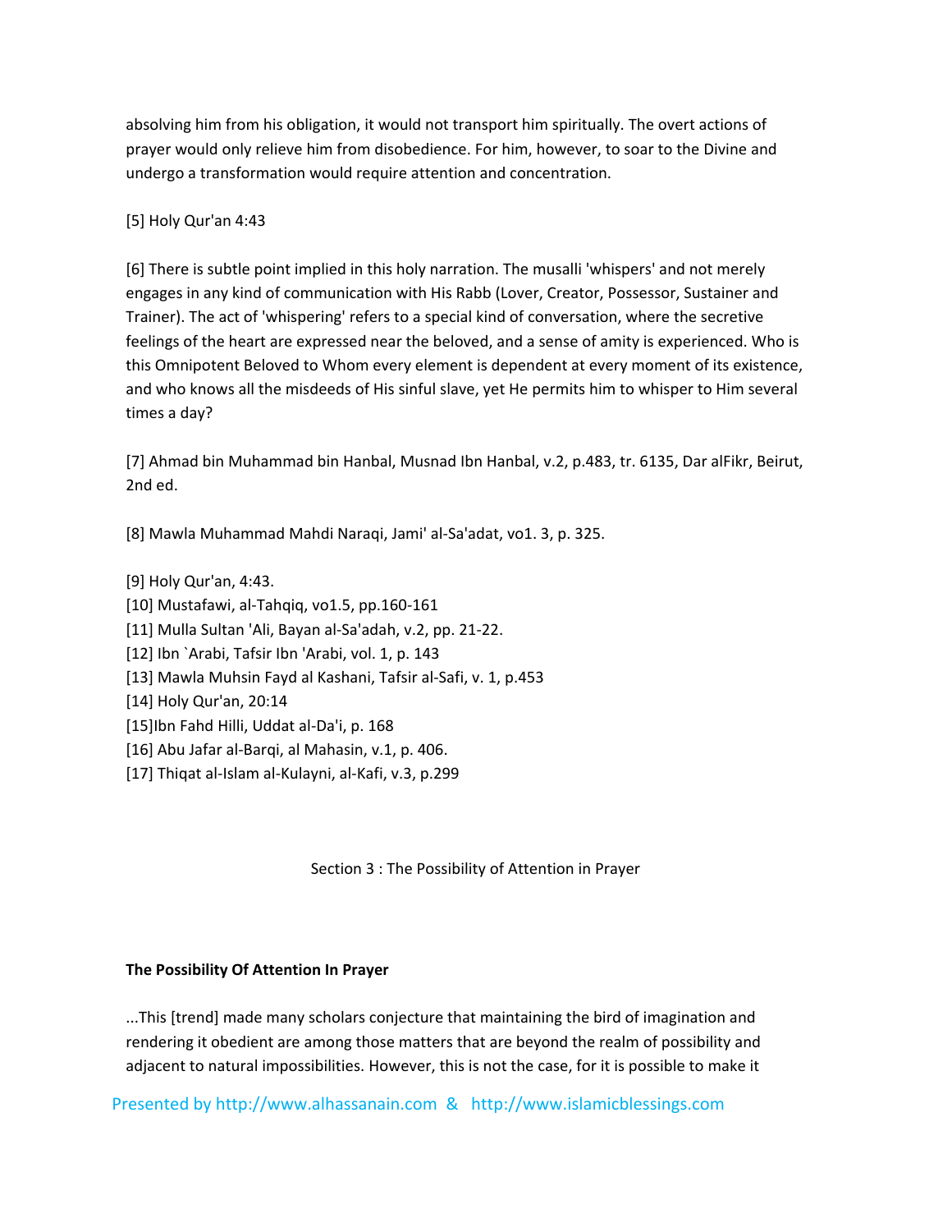absolving him from his obligation, it would not transport him spiritually. The overt actions of prayer would only relieve him from disobedience. For him, however, to soar to the Divine and undergo a transformation would require attention and concentration.

[5] Holy Qur'an 4:43

[6] There is subtle point implied in this holy narration. The musalli 'whispers' and not merely engages in any kind of communication with His Rabb (Lover, Creator, Possessor, Sustainer and Trainer). The act of 'whispering' refers to a special kind of conversation, where the secretive feelings of the heart are expressed near the beloved, and a sense of amity is experienced. Who is this Omnipotent Beloved to Whom every element is dependent at every moment of its existence, and who knows all the misdeeds of His sinful slave, yet He permits him to whisper to Him several times a day?

[7] Ahmad bin Muhammad bin Hanbal, Musnad Ibn Hanbal, v.2, p.483, tr. 6135, Dar alFikr, Beirut, 2nd ed.

[8] Mawla Muhammad Mahdi Naraqi, Jami' al-Sa'adat, vo1. 3, p. 325.

[9] Holy Qur'an, 4:43.
[10] Mustafawi, al-Tahqiq, vo1.5, pp.160-161
[11] Mulla Sultan 'Ali, Bayan al-Sa'adah, v.2, pp. 21-22.
[12] Ibn `Arabi, Tafsir Ibn 'Arabi, vol. 1, p. 143
[13] Mawla Muhsin Fayd al Kashani, Tafsir al-Safi, v. 1, p.453
[14] Holy Qur'an, 20:14
[15]Ibn Fahd Hilli, Uddat al-Da'i, p. 168
[16] Abu Jafar al-Barqi, al Mahasin, v.1, p. 406.
[17] Thiqat al-Islam al-Kulayni, al-Kafi, v.3, p.299

## Section 3 : The Possibility of Attention in Prayer

### The Possibility Of Attention In Prayer

...This [trend] made many scholars conjecture that maintaining the bird of imagination and rendering it obedient are among those matters that are beyond the realm of possibility and adjacent to natural impossibilities. However, this is not the case, for it is possible to make it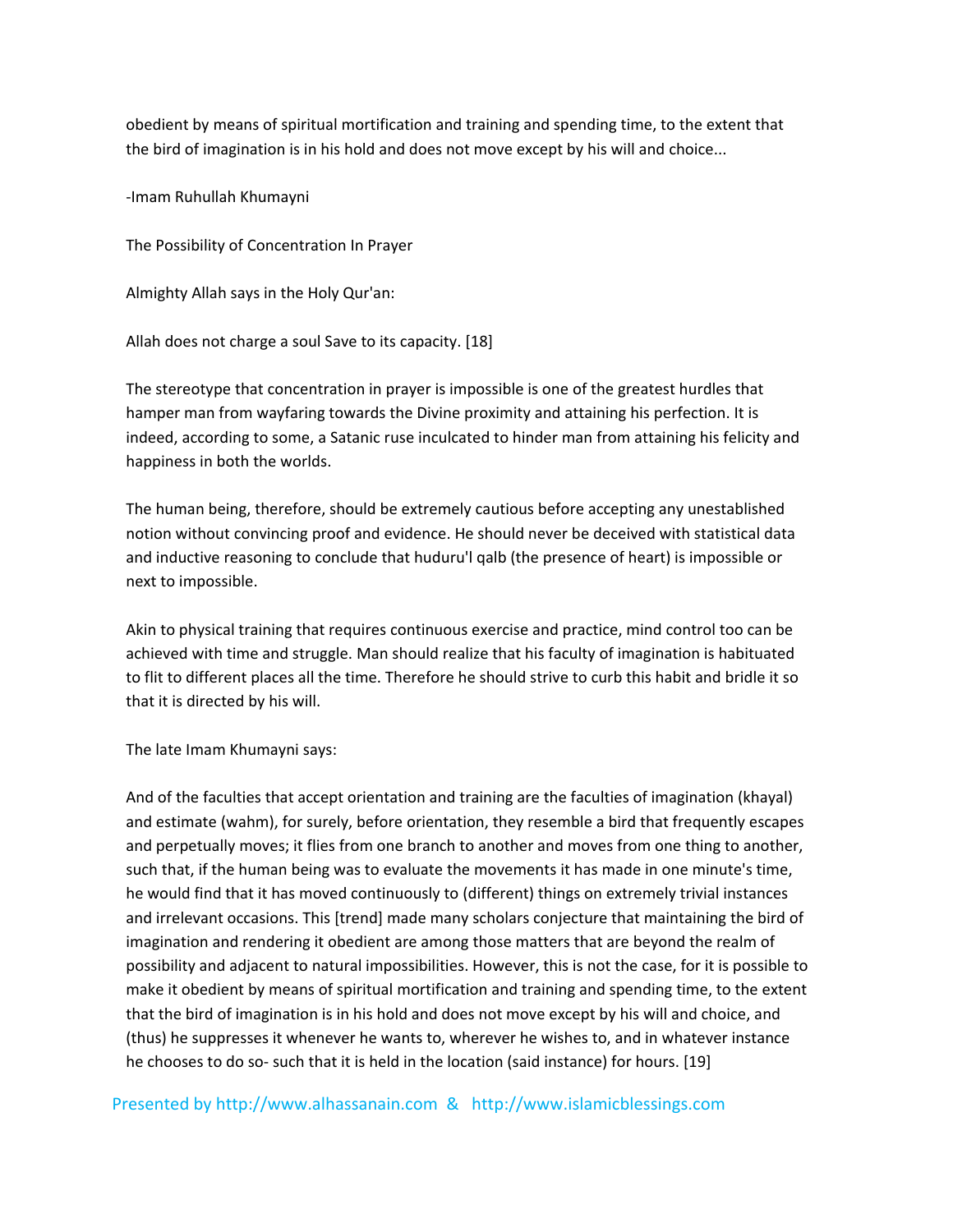obedient by means of spiritual mortification and training and spending time, to the extent that the bird of imagination is in his hold and does not move except by his will and choice...

-Imam Ruhullah Khumayni

## The Possibility of Concentration In Prayer

Almighty Allah says in the Holy Qur'an:

Allah does not charge a soul Save to its capacity. [18]

The stereotype that concentration in prayer is impossible is one of the greatest hurdles that hamper man from wayfaring towards the Divine proximity and attaining his perfection. It is indeed, according to some, a Satanic ruse inculcated to hinder man from attaining his felicity and happiness in both the worlds.

The human being, therefore, should be extremely cautious before accepting any unestablished notion without convincing proof and evidence. He should never be deceived with statistical data and inductive reasoning to conclude that huduru'l qalb (the presence of heart) is impossible or next to impossible.

Akin to physical training that requires continuous exercise and practice, mind control too can be achieved with time and struggle. Man should realize that his faculty of imagination is habituated to flit to different places all the time. Therefore he should strive to curb this habit and bridle it so that it is directed by his will.

The late Imam Khumayni says:

And of the faculties that accept orientation and training are the faculties of imagination (khayal) and estimate (wahm), for surely, before orientation, they resemble a bird that frequently escapes and perpetually moves; it flies from one branch to another and moves from one thing to another, such that, if the human being was to evaluate the movements it has made in one minute's time, he would find that it has moved continuously to (different) things on extremely trivial instances and irrelevant occasions. This [trend] made many scholars conjecture that maintaining the bird of imagination and rendering it obedient are among those matters that are beyond the realm of possibility and adjacent to natural impossibilities. However, this is not the case, for it is possible to make it obedient by means of spiritual mortification and training and spending time, to the extent that the bird of imagination is in his hold and does not move except by his will and choice, and (thus) he suppresses it whenever he wants to, wherever he wishes to, and in whatever instance he chooses to do so- such that it is held in the location (said instance) for hours. [19]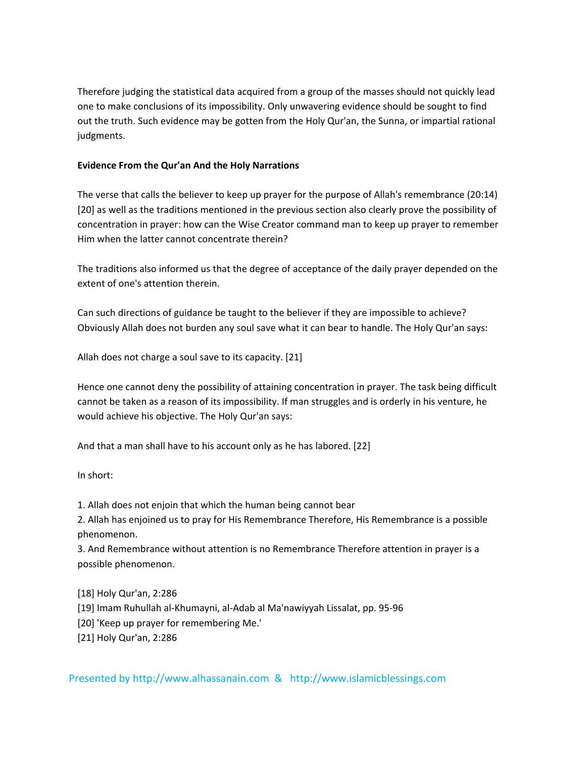Therefore judging the statistical data acquired from a group of the masses should not quickly lead one to make conclusions of its impossibility. Only unwavering evidence should be sought to find out the truth. Such evidence may be gotten from the Holy Qur'an, the Sunna, or impartial rational judgments.

**Evidence From the Qur'an And the Holy Narrations**

The verse that calls the believer to keep up prayer for the purpose of Allah's remembrance (20:14) [20] as well as the traditions mentioned in the previous section also clearly prove the possibility of concentration in prayer: how can the Wise Creator command man to keep up prayer to remember Him when the latter cannot concentrate therein?

The traditions also informed us that the degree of acceptance of the daily prayer depended on the extent of one's attention therein.

Can such directions of guidance be taught to the believer if they are impossible to achieve? Obviously Allah does not burden any soul save what it can bear to handle. The Holy Qur'an says:

Allah does not charge a soul save to its capacity. [21]

Hence one cannot deny the possibility of attaining concentration in prayer. The task being difficult cannot be taken as a reason of its impossibility. If man struggles and is orderly in his venture, he would achieve his objective. The Holy Qur'an says:

And that a man shall have to his account only as he has labored. [22]

In short:

1. Allah does not enjoin that which the human being cannot bear
2. Allah has enjoined us to pray for His Remembrance Therefore, His Remembrance is a possible phenomenon.
3. And Remembrance without attention is no Remembrance Therefore attention in prayer is a possible phenomenon.

[18] Holy Qur'an, 2:286
[19] Imam Ruhullah al-Khumayni, al-Adab al Ma'nawiyyah Lissalat, pp. 95-96
[20] 'Keep up prayer for remembering Me.'
[21] Holy Qur'an, 2:286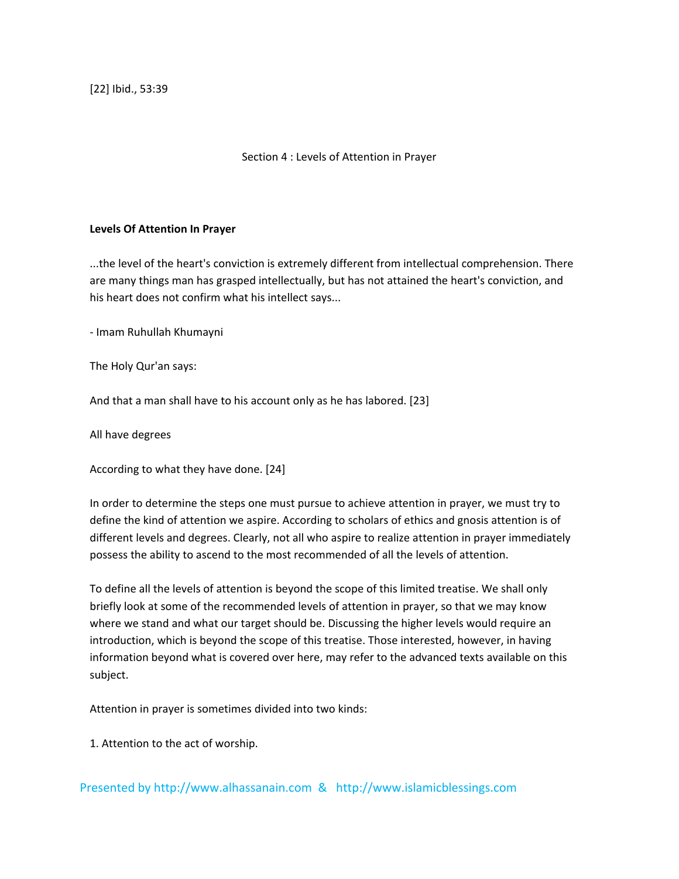[22] Ibid., 53:39

## Section 4 : Levels of Attention in Prayer

**Levels Of Attention In Prayer**

...the level of the heart's conviction is extremely different from intellectual comprehension. There are many things man has grasped intellectually, but has not attained the heart's conviction, and his heart does not confirm what his intellect says...

- Imam Ruhullah Khumayni

The Holy Qur'an says:

And that a man shall have to his account only as he has labored. [23]

All have degrees

According to what they have done. [24]

In order to determine the steps one must pursue to achieve attention in prayer, we must try to define the kind of attention we aspire. According to scholars of ethics and gnosis attention is of different levels and degrees. Clearly, not all who aspire to realize attention in prayer immediately possess the ability to ascend to the most recommended of all the levels of attention.

To define all the levels of attention is beyond the scope of this limited treatise. We shall only briefly look at some of the recommended levels of attention in prayer, so that we may know where we stand and what our target should be. Discussing the higher levels would require an introduction, which is beyond the scope of this treatise. Those interested, however, in having information beyond what is covered over here, may refer to the advanced texts available on this subject.

Attention in prayer is sometimes divided into two kinds:

1. Attention to the act of worship.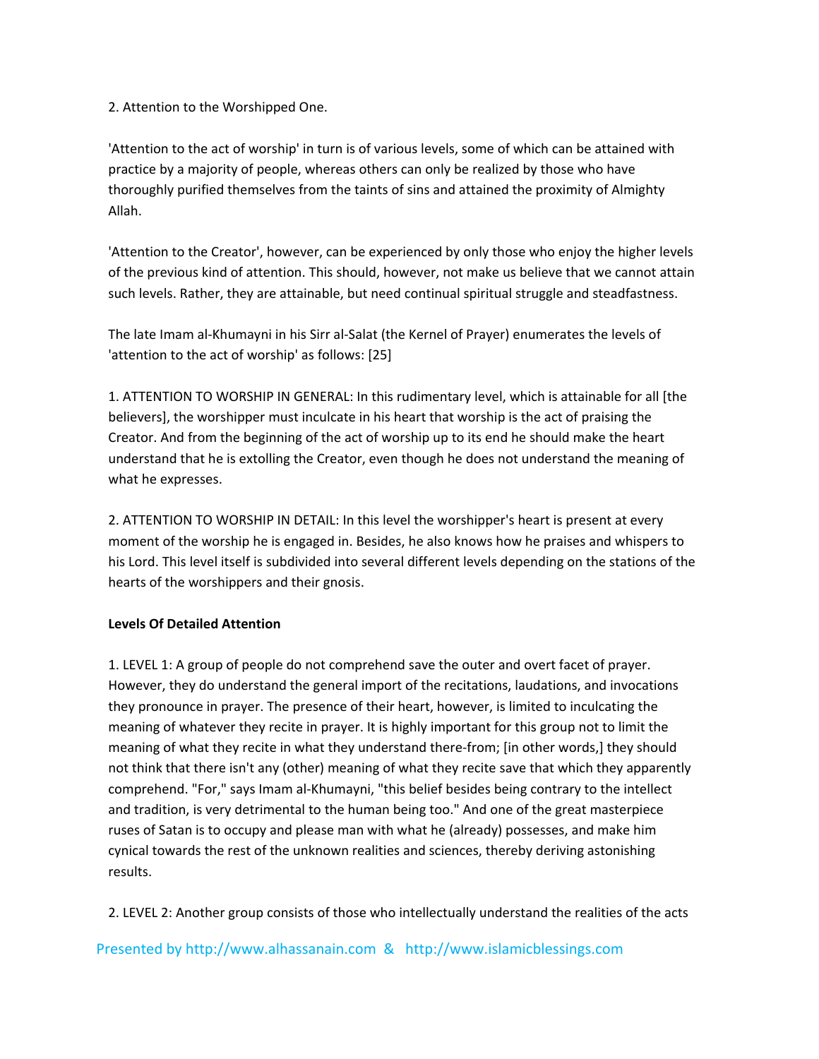2. Attention to the Worshipped One.

'Attention to the act of worship' in turn is of various levels, some of which can be attained with practice by a majority of people, whereas others can only be realized by those who have thoroughly purified themselves from the taints of sins and attained the proximity of Almighty Allah.

'Attention to the Creator', however, can be experienced by only those who enjoy the higher levels of the previous kind of attention. This should, however, not make us believe that we cannot attain such levels. Rather, they are attainable, but need continual spiritual struggle and steadfastness.

The late Imam al-Khumayni in his Sirr al-Salat (the Kernel of Prayer) enumerates the levels of 'attention to the act of worship' as follows: [25]

1. ATTENTION TO WORSHIP IN GENERAL: In this rudimentary level, which is attainable for all [the believers], the worshipper must inculcate in his heart that worship is the act of praising the Creator. And from the beginning of the act of worship up to its end he should make the heart understand that he is extolling the Creator, even though he does not understand the meaning of what he expresses.

2. ATTENTION TO WORSHIP IN DETAIL: In this level the worshipper's heart is present at every moment of the worship he is engaged in. Besides, he also knows how he praises and whispers to his Lord. This level itself is subdivided into several different levels depending on the stations of the hearts of the worshippers and their gnosis.

**Levels Of Detailed Attention**

1. LEVEL 1: A group of people do not comprehend save the outer and overt facet of prayer. However, they do understand the general import of the recitations, laudations, and invocations they pronounce in prayer. The presence of their heart, however, is limited to inculcating the meaning of whatever they recite in prayer. It is highly important for this group not to limit the meaning of what they recite in what they understand there-from; [in other words,] they should not think that there isn't any (other) meaning of what they recite save that which they apparently comprehend. "For," says Imam al-Khumayni, "this belief besides being contrary to the intellect and tradition, is very detrimental to the human being too." And one of the great masterpiece ruses of Satan is to occupy and please man with what he (already) possesses, and make him cynical towards the rest of the unknown realities and sciences, thereby deriving astonishing results.

2. LEVEL 2: Another group consists of those who intellectually understand the realities of the acts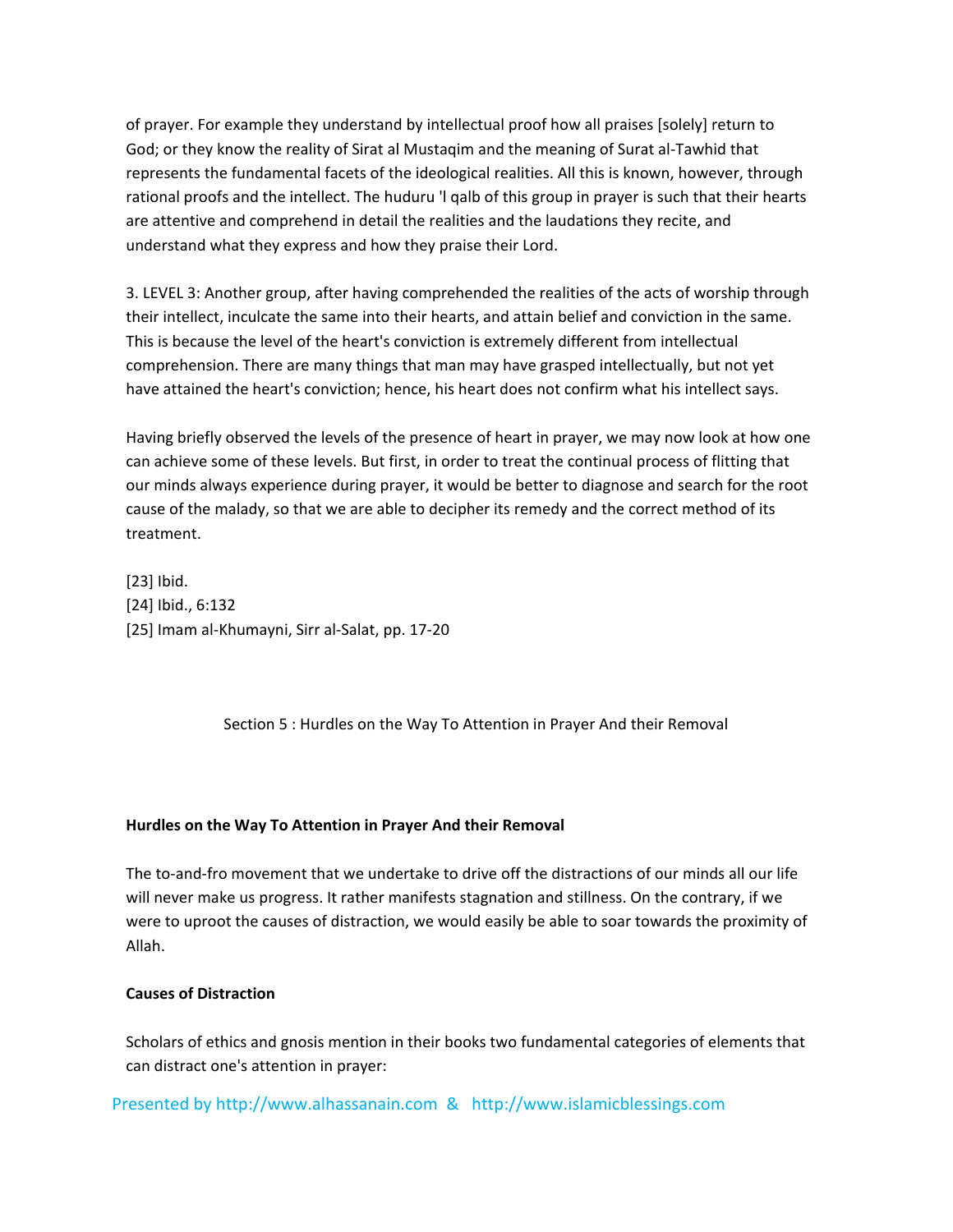of prayer. For example they understand by intellectual proof how all praises [solely] return to God; or they know the reality of Sirat al Mustaqim and the meaning of Surat al-Tawhid that represents the fundamental facets of the ideological realities. All this is known, however, through rational proofs and the intellect. The huduru 'l qalb of this group in prayer is such that their hearts are attentive and comprehend in detail the realities and the laudations they recite, and understand what they express and how they praise their Lord.

3. LEVEL 3: Another group, after having comprehended the realities of the acts of worship through their intellect, inculcate the same into their hearts, and attain belief and conviction in the same. This is because the level of the heart's conviction is extremely different from intellectual comprehension. There are many things that man may have grasped intellectually, but not yet have attained the heart's conviction; hence, his heart does not confirm what his intellect says.

Having briefly observed the levels of the presence of heart in prayer, we may now look at how one can achieve some of these levels. But first, in order to treat the continual process of flitting that our minds always experience during prayer, it would be better to diagnose and search for the root cause of the malady, so that we are able to decipher its remedy and the correct method of its treatment.

[23] Ibid.
[24] Ibid., 6:132
[25] Imam al-Khumayni, Sirr al-Salat, pp. 17-20

## Section 5 : Hurdles on the Way To Attention in Prayer And their Removal

### Hurdles on the Way To Attention in Prayer And their Removal

The to-and-fro movement that we undertake to drive off the distractions of our minds all our life will never make us progress. It rather manifests stagnation and stillness. On the contrary, if we were to uproot the causes of distraction, we would easily be able to soar towards the proximity of Allah.

### Causes of Distraction

Scholars of ethics and gnosis mention in their books two fundamental categories of elements that can distract one's attention in prayer: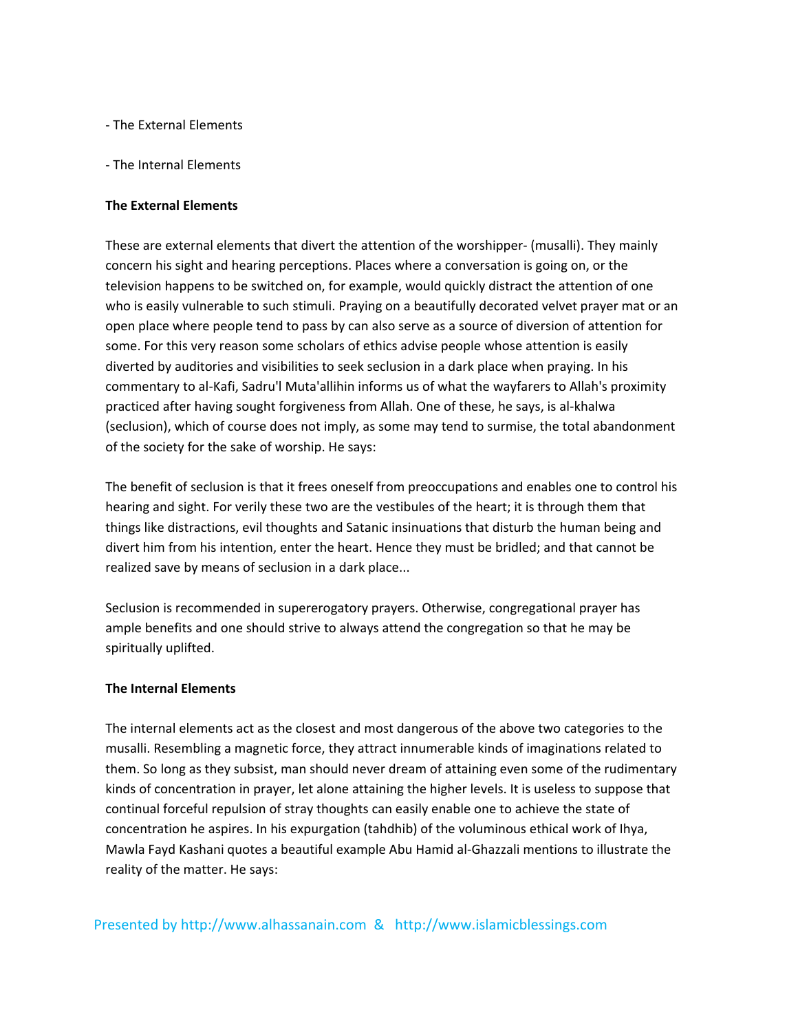- The External Elements

- The Internal Elements

**The External Elements**

These are external elements that divert the attention of the worshipper- (musalli). They mainly concern his sight and hearing perceptions. Places where a conversation is going on, or the television happens to be switched on, for example, would quickly distract the attention of one who is easily vulnerable to such stimuli. Praying on a beautifully decorated velvet prayer mat or an open place where people tend to pass by can also serve as a source of diversion of attention for some. For this very reason some scholars of ethics advise people whose attention is easily diverted by auditories and visibilities to seek seclusion in a dark place when praying. In his commentary to al-Kafi, Sadru'l Muta'allihin informs us of what the wayfarers to Allah's proximity practiced after having sought forgiveness from Allah. One of these, he says, is al-khalwa (seclusion), which of course does not imply, as some may tend to surmise, the total abandonment of the society for the sake of worship. He says:

The benefit of seclusion is that it frees oneself from preoccupations and enables one to control his hearing and sight. For verily these two are the vestibules of the heart; it is through them that things like distractions, evil thoughts and Satanic insinuations that disturb the human being and divert him from his intention, enter the heart. Hence they must be bridled; and that cannot be realized save by means of seclusion in a dark place...

Seclusion is recommended in supererogatory prayers. Otherwise, congregational prayer has ample benefits and one should strive to always attend the congregation so that he may be spiritually uplifted.

**The Internal Elements**

The internal elements act as the closest and most dangerous of the above two categories to the musalli. Resembling a magnetic force, they attract innumerable kinds of imaginations related to them. So long as they subsist, man should never dream of attaining even some of the rudimentary kinds of concentration in prayer, let alone attaining the higher levels. It is useless to suppose that continual forceful repulsion of stray thoughts can easily enable one to achieve the state of concentration he aspires. In his expurgation (tahdhib) of the voluminous ethical work of Ihya, Mawla Fayd Kashani quotes a beautiful example Abu Hamid al-Ghazzali mentions to illustrate the reality of the matter. He says: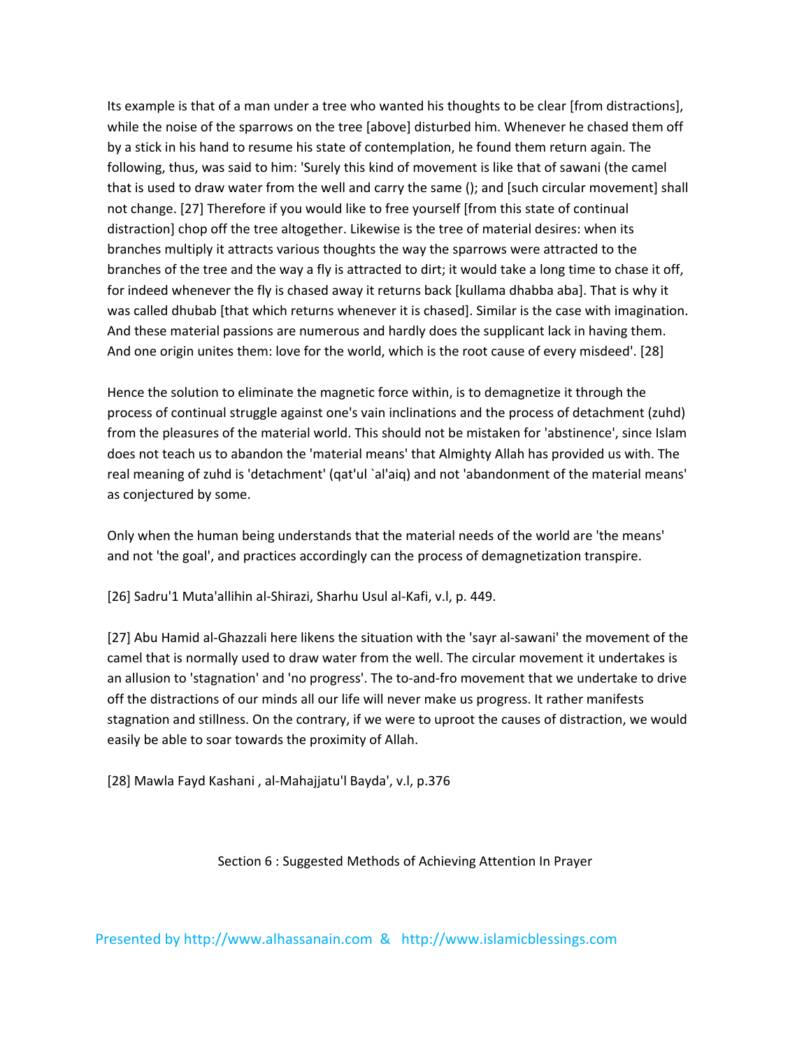Its example is that of a man under a tree who wanted his thoughts to be clear [from distractions], while the noise of the sparrows on the tree [above] disturbed him. Whenever he chased them off by a stick in his hand to resume his state of contemplation, he found them return again. The following, thus, was said to him: 'Surely this kind of movement is like that of sawani (the camel that is used to draw water from the well and carry the same (); and [such circular movement] shall not change. [27] Therefore if you would like to free yourself [from this state of continual distraction] chop off the tree altogether. Likewise is the tree of material desires: when its branches multiply it attracts various thoughts the way the sparrows were attracted to the branches of the tree and the way a fly is attracted to dirt; it would take a long time to chase it off, for indeed whenever the fly is chased away it returns back [kullama dhabba aba]. That is why it was called dhubab [that which returns whenever it is chased]. Similar is the case with imagination. And these material passions are numerous and hardly does the supplicant lack in having them. And one origin unites them: love for the world, which is the root cause of every misdeed'. [28]

Hence the solution to eliminate the magnetic force within, is to demagnetize it through the process of continual struggle against one's vain inclinations and the process of detachment (zuhd) from the pleasures of the material world. This should not be mistaken for 'abstinence', since Islam does not teach us to abandon the 'material means' that Almighty Allah has provided us with. The real meaning of zuhd is 'detachment' (qat'ul `al'aiq) and not 'abandonment of the material means' as conjectured by some.

Only when the human being understands that the material needs of the world are 'the means' and not 'the goal', and practices accordingly can the process of demagnetization transpire.

[26] Sadru'1 Muta'allihin al-Shirazi, Sharhu Usul al-Kafi, v.l, p. 449.

[27] Abu Hamid al-Ghazzali here likens the situation with the 'sayr al-sawani' the movement of the camel that is normally used to draw water from the well. The circular movement it undertakes is an allusion to 'stagnation' and 'no progress'. The to-and-fro movement that we undertake to drive off the distractions of our minds all our life will never make us progress. It rather manifests stagnation and stillness. On the contrary, if we were to uproot the causes of distraction, we would easily be able to soar towards the proximity of Allah.

[28] Mawla Fayd Kashani , al-Mahajjatu'l Bayda', v.l, p.376

## Section 6 : Suggested Methods of Achieving Attention In Prayer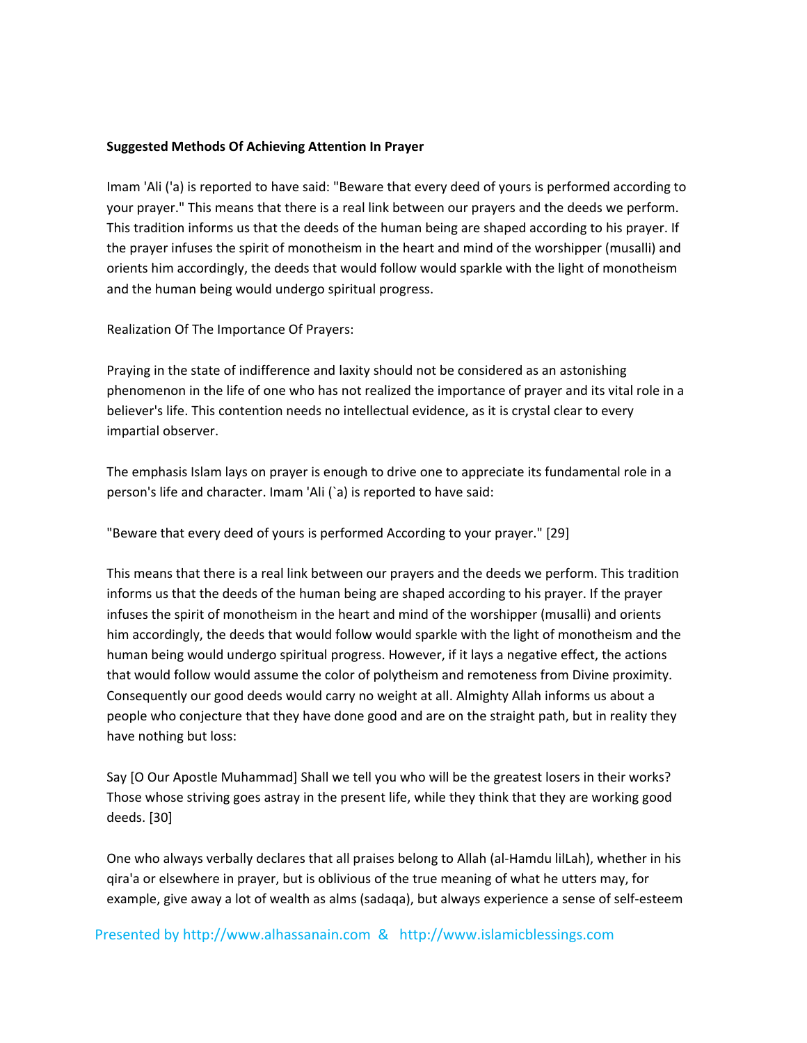**Suggested Methods Of Achieving Attention In Prayer**

Imam 'Ali ('a) is reported to have said: "Beware that every deed of yours is performed according to your prayer." This means that there is a real link between our prayers and the deeds we perform. This tradition informs us that the deeds of the human being are shaped according to his prayer. If the prayer infuses the spirit of monotheism in the heart and mind of the worshipper (musalli) and orients him accordingly, the deeds that would follow would sparkle with the light of monotheism and the human being would undergo spiritual progress.

Realization Of The Importance Of Prayers:

Praying in the state of indifference and laxity should not be considered as an astonishing phenomenon in the life of one who has not realized the importance of prayer and its vital role in a believer's life. This contention needs no intellectual evidence, as it is crystal clear to every impartial observer.

The emphasis Islam lays on prayer is enough to drive one to appreciate its fundamental role in a person's life and character. Imam 'Ali (`a) is reported to have said:

"Beware that every deed of yours is performed According to your prayer." [29]

This means that there is a real link between our prayers and the deeds we perform. This tradition informs us that the deeds of the human being are shaped according to his prayer. If the prayer infuses the spirit of monotheism in the heart and mind of the worshipper (musalli) and orients him accordingly, the deeds that would follow would sparkle with the light of monotheism and the human being would undergo spiritual progress. However, if it lays a negative effect, the actions that would follow would assume the color of polytheism and remoteness from Divine proximity. Consequently our good deeds would carry no weight at all. Almighty Allah informs us about a people who conjecture that they have done good and are on the straight path, but in reality they have nothing but loss:

Say [O Our Apostle Muhammad] Shall we tell you who will be the greatest losers in their works? Those whose striving goes astray in the present life, while they think that they are working good deeds. [30]

One who always verbally declares that all praises belong to Allah (al-Hamdu lilLah), whether in his qira'a or elsewhere in prayer, but is oblivious of the true meaning of what he utters may, for example, give away a lot of wealth as alms (sadaqa), but always experience a sense of self-esteem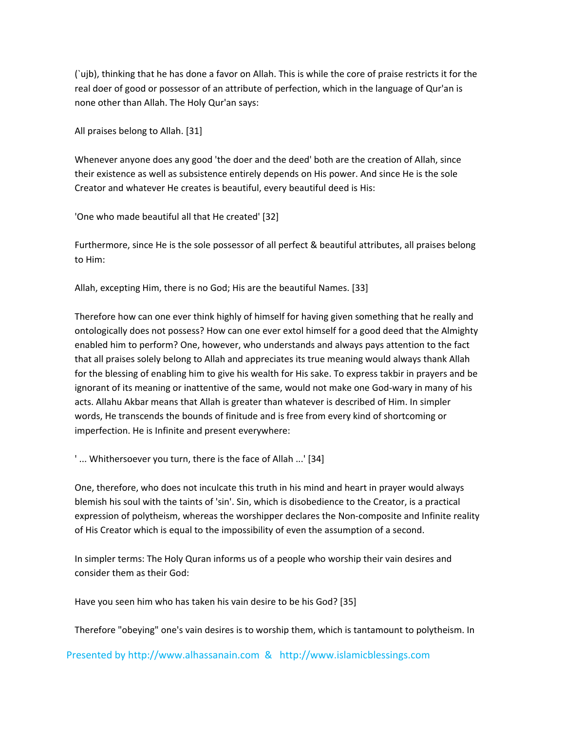(`ujb), thinking that he has done a favor on Allah. This is while the core of praise restricts it for the real doer of good or possessor of an attribute of perfection, which in the language of Qur'an is none other than Allah. The Holy Qur'an says:

All praises belong to Allah. [31]

Whenever anyone does any good 'the doer and the deed' both are the creation of Allah, since their existence as well as subsistence entirely depends on His power. And since He is the sole Creator and whatever He creates is beautiful, every beautiful deed is His:

'One who made beautiful all that He created' [32]

Furthermore, since He is the sole possessor of all perfect & beautiful attributes, all praises belong to Him:

Allah, excepting Him, there is no God; His are the beautiful Names. [33]

Therefore how can one ever think highly of himself for having given something that he really and ontologically does not possess? How can one ever extol himself for a good deed that the Almighty enabled him to perform? One, however, who understands and always pays attention to the fact that all praises solely belong to Allah and appreciates its true meaning would always thank Allah for the blessing of enabling him to give his wealth for His sake. To express takbir in prayers and be ignorant of its meaning or inattentive of the same, would not make one God-wary in many of his acts. Allahu Akbar means that Allah is greater than whatever is described of Him. In simpler words, He transcends the bounds of finitude and is free from every kind of shortcoming or imperfection. He is Infinite and present everywhere:

' ... Whithersoever you turn, there is the face of Allah ...' [34]

One, therefore, who does not inculcate this truth in his mind and heart in prayer would always blemish his soul with the taints of 'sin'. Sin, which is disobedience to the Creator, is a practical expression of polytheism, whereas the worshipper declares the Non-composite and Infinite reality of His Creator which is equal to the impossibility of even the assumption of a second.

In simpler terms: The Holy Quran informs us of a people who worship their vain desires and consider them as their God:

Have you seen him who has taken his vain desire to be his God? [35]

Therefore "obeying" one's vain desires is to worship them, which is tantamount to polytheism. In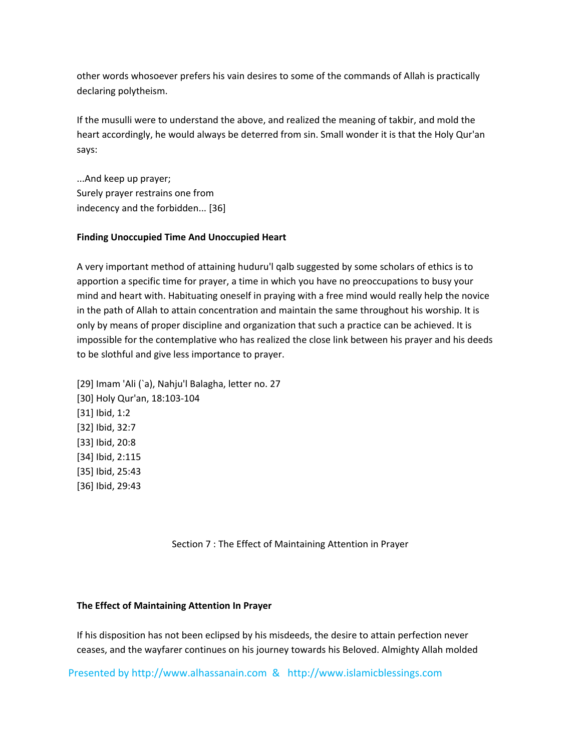other words whosoever prefers his vain desires to some of the commands of Allah is practically declaring polytheism.

If the musulli were to understand the above, and realized the meaning of takbir, and mold the heart accordingly, he would always be deterred from sin. Small wonder it is that the Holy Qur'an says:

...And keep up prayer;
Surely prayer restrains one from
indecency and the forbidden... [36]

**Finding Unoccupied Time And Unoccupied Heart**

A very important method of attaining huduru'l qalb suggested by some scholars of ethics is to apportion a specific time for prayer, a time in which you have no preoccupations to busy your mind and heart with. Habituating oneself in praying with a free mind would really help the novice in the path of Allah to attain concentration and maintain the same throughout his worship. It is only by means of proper discipline and organization that such a practice can be achieved. It is impossible for the contemplative who has realized the close link between his prayer and his deeds to be slothful and give less importance to prayer.

[29] Imam 'Ali (`a), Nahju'l Balagha, letter no. 27
[30] Holy Qur'an, 18:103-104
[31] Ibid, 1:2
[32] Ibid, 32:7
[33] Ibid, 20:8
[34] Ibid, 2:115
[35] Ibid, 25:43
[36] Ibid, 29:43

## Section 7 : The Effect of Maintaining Attention in Prayer

**The Effect of Maintaining Attention In Prayer**

If his disposition has not been eclipsed by his misdeeds, the desire to attain perfection never ceases, and the wayfarer continues on his journey towards his Beloved. Almighty Allah molded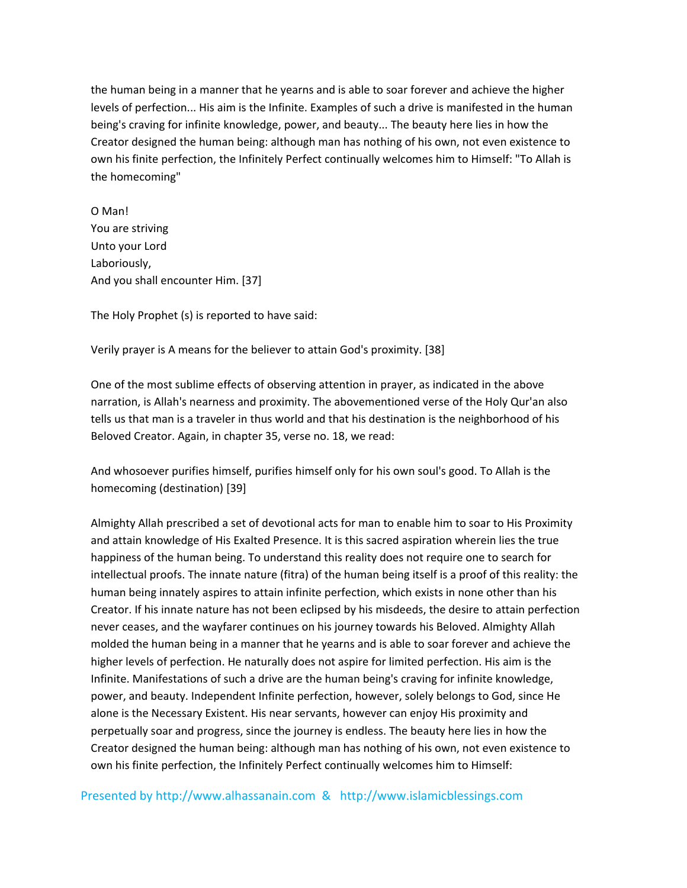the human being in a manner that he yearns and is able to soar forever and achieve the higher levels of perfection... His aim is the Infinite. Examples of such a drive is manifested in the human being's craving for infinite knowledge, power, and beauty... The beauty here lies in how the Creator designed the human being: although man has nothing of his own, not even existence to own his finite perfection, the Infinitely Perfect continually welcomes him to Himself: "To Allah is the homecoming"

O Man!  
You are striving  
Unto your Lord  
Laboriously,  
And you shall encounter Him. [37]

The Holy Prophet (s) is reported to have said:

Verily prayer is A means for the believer to attain God's proximity. [38]

One of the most sublime effects of observing attention in prayer, as indicated in the above narration, is Allah's nearness and proximity. The abovementioned verse of the Holy Qur'an also tells us that man is a traveler in thus world and that his destination is the neighborhood of his Beloved Creator. Again, in chapter 35, verse no. 18, we read:

And whosoever purifies himself, purifies himself only for his own soul's good. To Allah is the homecoming (destination) [39]

Almighty Allah prescribed a set of devotional acts for man to enable him to soar to His Proximity and attain knowledge of His Exalted Presence. It is this sacred aspiration wherein lies the true happiness of the human being. To understand this reality does not require one to search for intellectual proofs. The innate nature (fitra) of the human being itself is a proof of this reality: the human being innately aspires to attain infinite perfection, which exists in none other than his Creator. If his innate nature has not been eclipsed by his misdeeds, the desire to attain perfection never ceases, and the wayfarer continues on his journey towards his Beloved. Almighty Allah molded the human being in a manner that he yearns and is able to soar forever and achieve the higher levels of perfection. He naturally does not aspire for limited perfection. His aim is the Infinite. Manifestations of such a drive are the human being's craving for infinite knowledge, power, and beauty. Independent Infinite perfection, however, solely belongs to God, since He alone is the Necessary Existent. His near servants, however can enjoy His proximity and perpetually soar and progress, since the journey is endless. The beauty here lies in how the Creator designed the human being: although man has nothing of his own, not even existence to own his finite perfection, the Infinitely Perfect continually welcomes him to Himself: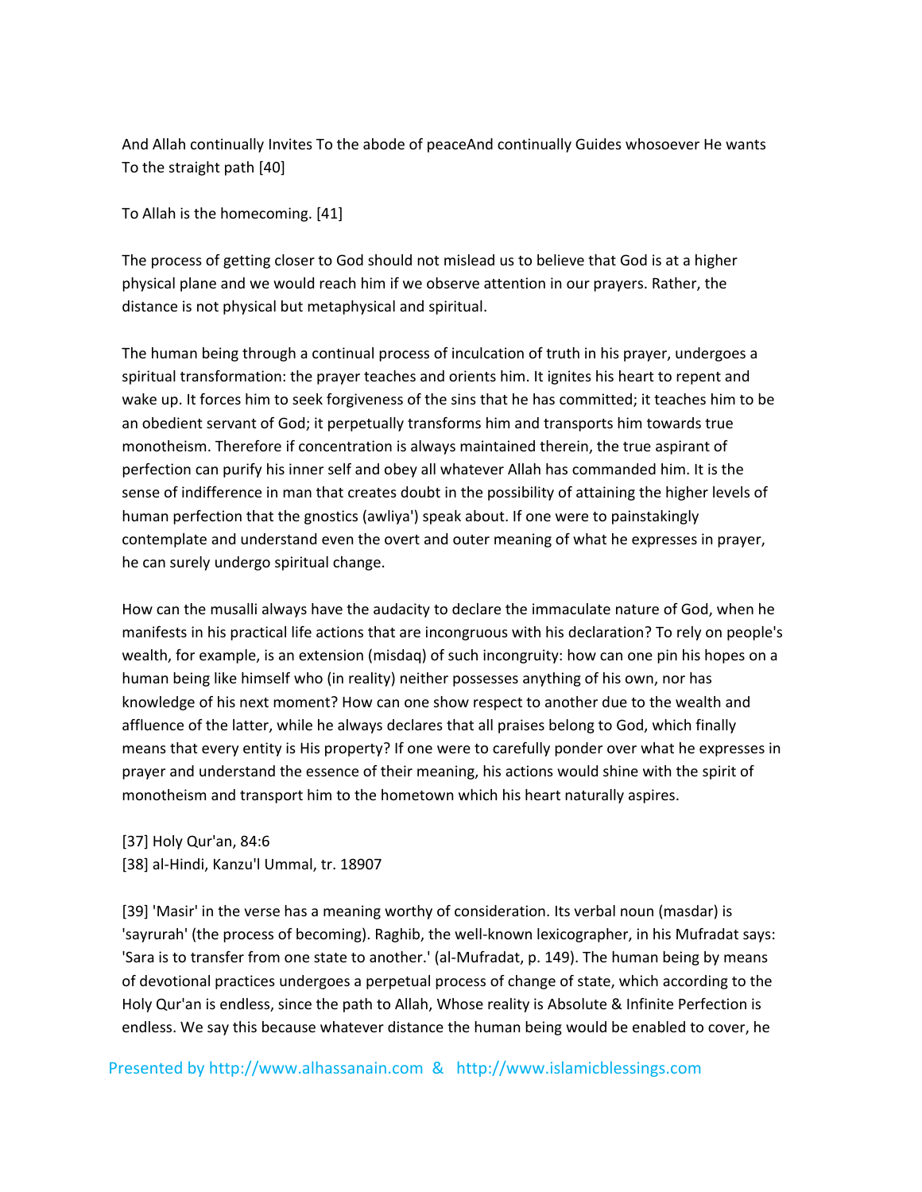And Allah continually Invites To the abode of peaceAnd continually Guides whosoever He wants To the straight path [40]

To Allah is the homecoming. [41]

The process of getting closer to God should not mislead us to believe that God is at a higher physical plane and we would reach him if we observe attention in our prayers. Rather, the distance is not physical but metaphysical and spiritual.

The human being through a continual process of inculcation of truth in his prayer, undergoes a spiritual transformation: the prayer teaches and orients him. It ignites his heart to repent and wake up. It forces him to seek forgiveness of the sins that he has committed; it teaches him to be an obedient servant of God; it perpetually transforms him and transports him towards true monotheism. Therefore if concentration is always maintained therein, the true aspirant of perfection can purify his inner self and obey all whatever Allah has commanded him. It is the sense of indifference in man that creates doubt in the possibility of attaining the higher levels of human perfection that the gnostics (awliya') speak about. If one were to painstakingly contemplate and understand even the overt and outer meaning of what he expresses in prayer, he can surely undergo spiritual change.

How can the musalli always have the audacity to declare the immaculate nature of God, when he manifests in his practical life actions that are incongruous with his declaration? To rely on people's wealth, for example, is an extension (misdaq) of such incongruity: how can one pin his hopes on a human being like himself who (in reality) neither possesses anything of his own, nor has knowledge of his next moment? How can one show respect to another due to the wealth and affluence of the latter, while he always declares that all praises belong to God, which finally means that every entity is His property? If one were to carefully ponder over what he expresses in prayer and understand the essence of their meaning, his actions would shine with the spirit of monotheism and transport him to the hometown which his heart naturally aspires.

[37] Holy Qur'an, 84:6
[38] al-Hindi, Kanzu'l Ummal, tr. 18907

[39] 'Masir' in the verse has a meaning worthy of consideration. Its verbal noun (masdar) is 'sayrurah' (the process of becoming). Raghib, the well-known lexicographer, in his Mufradat says: 'Sara is to transfer from one state to another.' (al-Mufradat, p. 149). The human being by means of devotional practices undergoes a perpetual process of change of state, which according to the Holy Qur'an is endless, since the path to Allah, Whose reality is Absolute & Infinite Perfection is endless. We say this because whatever distance the human being would be enabled to cover, he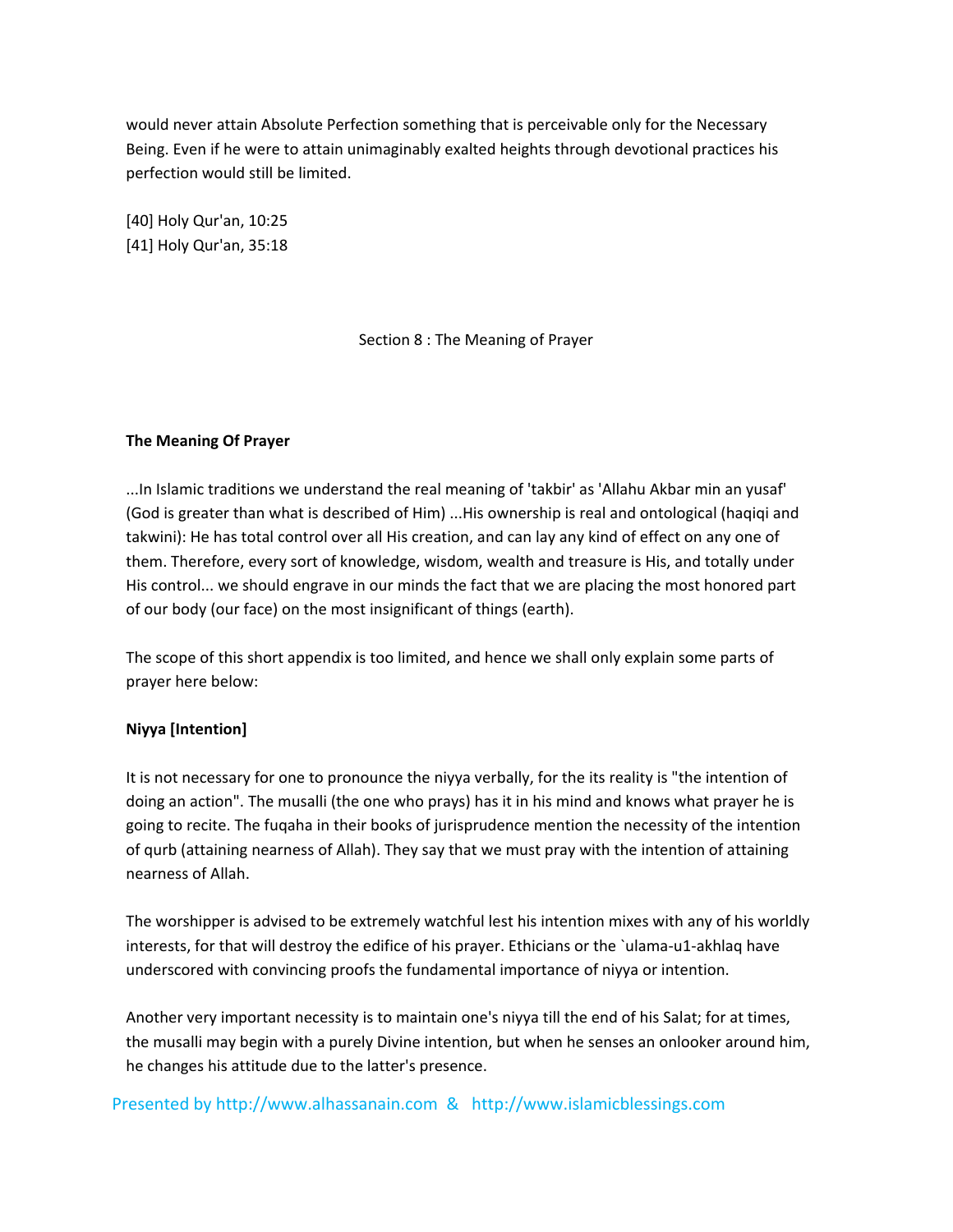would never attain Absolute Perfection something that is perceivable only for the Necessary Being. Even if he were to attain unimaginably exalted heights through devotional practices his perfection would still be limited.

[40] Holy Qur'an, 10:25
[41] Holy Qur'an, 35:18

## Section 8 : The Meaning of Prayer

### The Meaning Of Prayer

...In Islamic traditions we understand the real meaning of 'takbir' as 'Allahu Akbar min an yusaf' (God is greater than what is described of Him) ...His ownership is real and ontological (haqiqi and takwini): He has total control over all His creation, and can lay any kind of effect on any one of them. Therefore, every sort of knowledge, wisdom, wealth and treasure is His, and totally under His control... we should engrave in our minds the fact that we are placing the most honored part of our body (our face) on the most insignificant of things (earth).

The scope of this short appendix is too limited, and hence we shall only explain some parts of prayer here below:

### Niyya [Intention]

It is not necessary for one to pronounce the niyya verbally, for the its reality is "the intention of doing an action". The musalli (the one who prays) has it in his mind and knows what prayer he is going to recite. The fuqaha in their books of jurisprudence mention the necessity of the intention of qurb (attaining nearness of Allah). They say that we must pray with the intention of attaining nearness of Allah.

The worshipper is advised to be extremely watchful lest his intention mixes with any of his worldly interests, for that will destroy the edifice of his prayer. Ethicians or the `ulama-u1-akhlaq have underscored with convincing proofs the fundamental importance of niyya or intention.

Another very important necessity is to maintain one's niyya till the end of his Salat; for at times, the musalli may begin with a purely Divine intention, but when he senses an onlooker around him, he changes his attitude due to the latter's presence.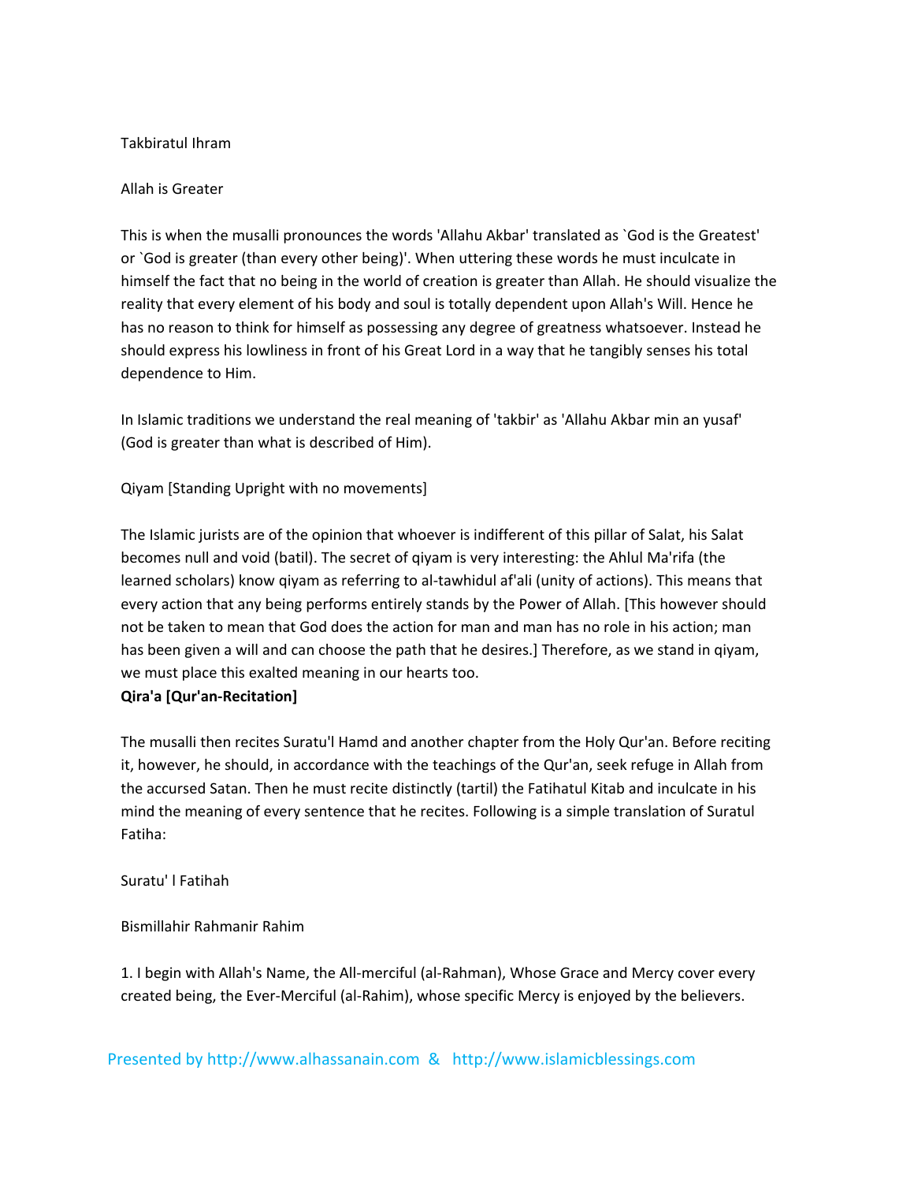Takbiratul Ihram

Allah is Greater

This is when the musalli pronounces the words 'Allahu Akbar' translated as `God is the Greatest' or `God is greater (than every other being)'. When uttering these words he must inculcate in himself the fact that no being in the world of creation is greater than Allah. He should visualize the reality that every element of his body and soul is totally dependent upon Allah's Will. Hence he has no reason to think for himself as possessing any degree of greatness whatsoever. Instead he should express his lowliness in front of his Great Lord in a way that he tangibly senses his total dependence to Him.

In Islamic traditions we understand the real meaning of 'takbir' as 'Allahu Akbar min an yusaf' (God is greater than what is described of Him).

Qiyam [Standing Upright with no movements]

The Islamic jurists are of the opinion that whoever is indifferent of this pillar of Salat, his Salat becomes null and void (batil). The secret of qiyam is very interesting: the Ahlul Ma'rifa (the learned scholars) know qiyam as referring to al-tawhidul af'ali (unity of actions). This means that every action that any being performs entirely stands by the Power of Allah. [This however should not be taken to mean that God does the action for man and man has no role in his action; man has been given a will and can choose the path that he desires.] Therefore, as we stand in qiyam, we must place this exalted meaning in our hearts too.

**Qira'a [Qur'an-Recitation]**

The musalli then recites Suratu'l Hamd and another chapter from the Holy Qur'an. Before reciting it, however, he should, in accordance with the teachings of the Qur'an, seek refuge in Allah from the accursed Satan. Then he must recite distinctly (tartil) the Fatihatul Kitab and inculcate in his mind the meaning of every sentence that he recites. Following is a simple translation of Suratul Fatiha:

Suratu' l Fatihah

Bismillahir Rahmanir Rahim

1. I begin with Allah's Name, the All-merciful (al-Rahman), Whose Grace and Mercy cover every created being, the Ever-Merciful (al-Rahim), whose specific Mercy is enjoyed by the believers.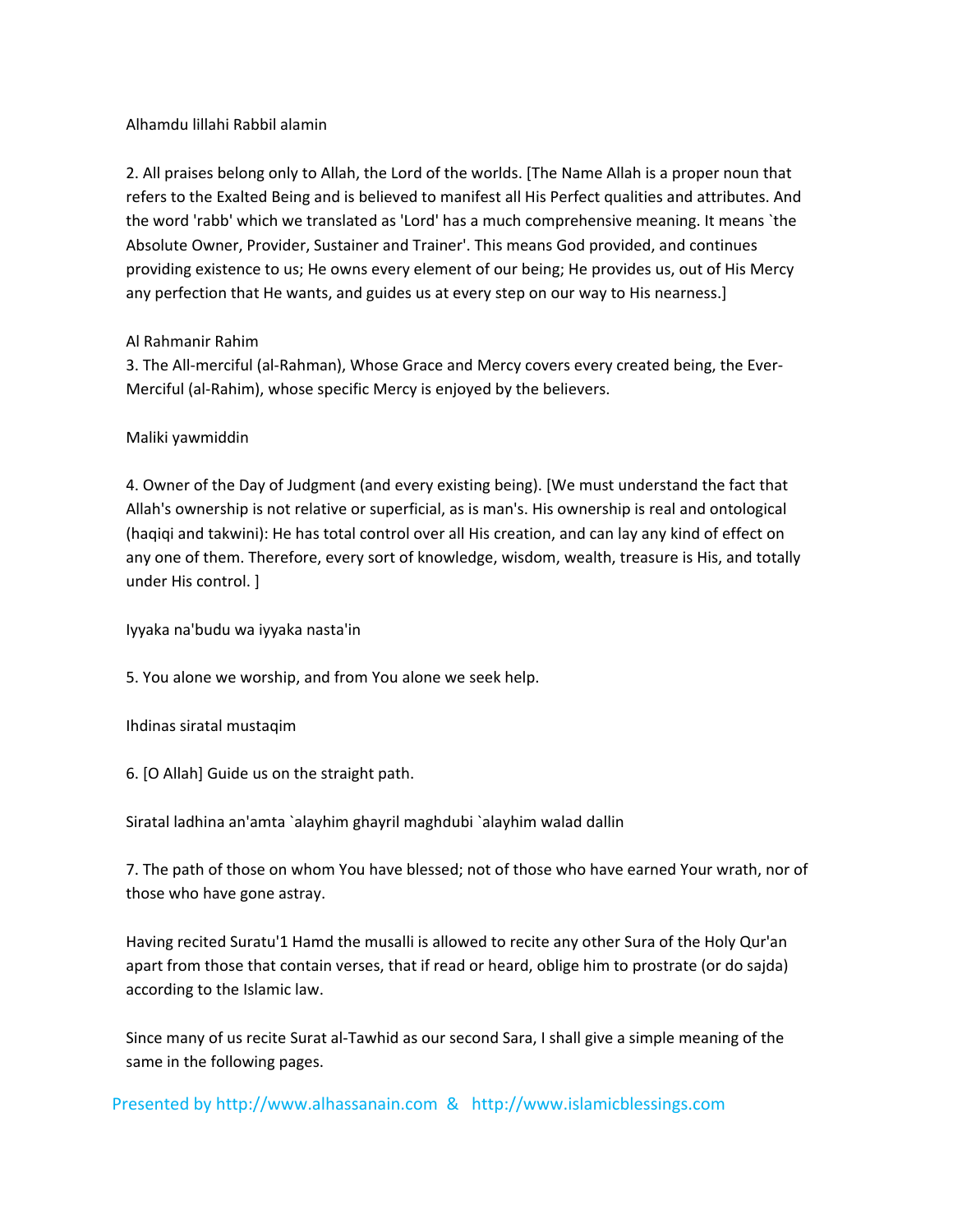Alhamdu lillahi Rabbil alamin

2. All praises belong only to Allah, the Lord of the worlds. [The Name Allah is a proper noun that refers to the Exalted Being and is believed to manifest all His Perfect qualities and attributes. And the word 'rabb' which we translated as 'Lord' has a much comprehensive meaning. It means `the Absolute Owner, Provider, Sustainer and Trainer'. This means God provided, and continues providing existence to us; He owns every element of our being; He provides us, out of His Mercy any perfection that He wants, and guides us at every step on our way to His nearness.]

Al Rahmanir Rahim

3. The All-merciful (al-Rahman), Whose Grace and Mercy covers every created being, the Ever-Merciful (al-Rahim), whose specific Mercy is enjoyed by the believers.

Maliki yawmiddin

4. Owner of the Day of Judgment (and every existing being). [We must understand the fact that Allah's ownership is not relative or superficial, as is man's. His ownership is real and ontological (haqiqi and takwini): He has total control over all His creation, and can lay any kind of effect on any one of them. Therefore, every sort of knowledge, wisdom, wealth, treasure is His, and totally under His control. ]

Iyyaka na'budu wa iyyaka nasta'in

5. You alone we worship, and from You alone we seek help.

Ihdinas siratal mustaqim

6. [O Allah] Guide us on the straight path.

Siratal ladhina an'amta `alayhim ghayril maghdubi `alayhim walad dallin

7. The path of those on whom You have blessed; not of those who have earned Your wrath, nor of those who have gone astray.

Having recited Suratu'1 Hamd the musalli is allowed to recite any other Sura of the Holy Qur'an apart from those that contain verses, that if read or heard, oblige him to prostrate (or do sajda) according to the Islamic law.

Since many of us recite Surat al-Tawhid as our second Sara, I shall give a simple meaning of the same in the following pages.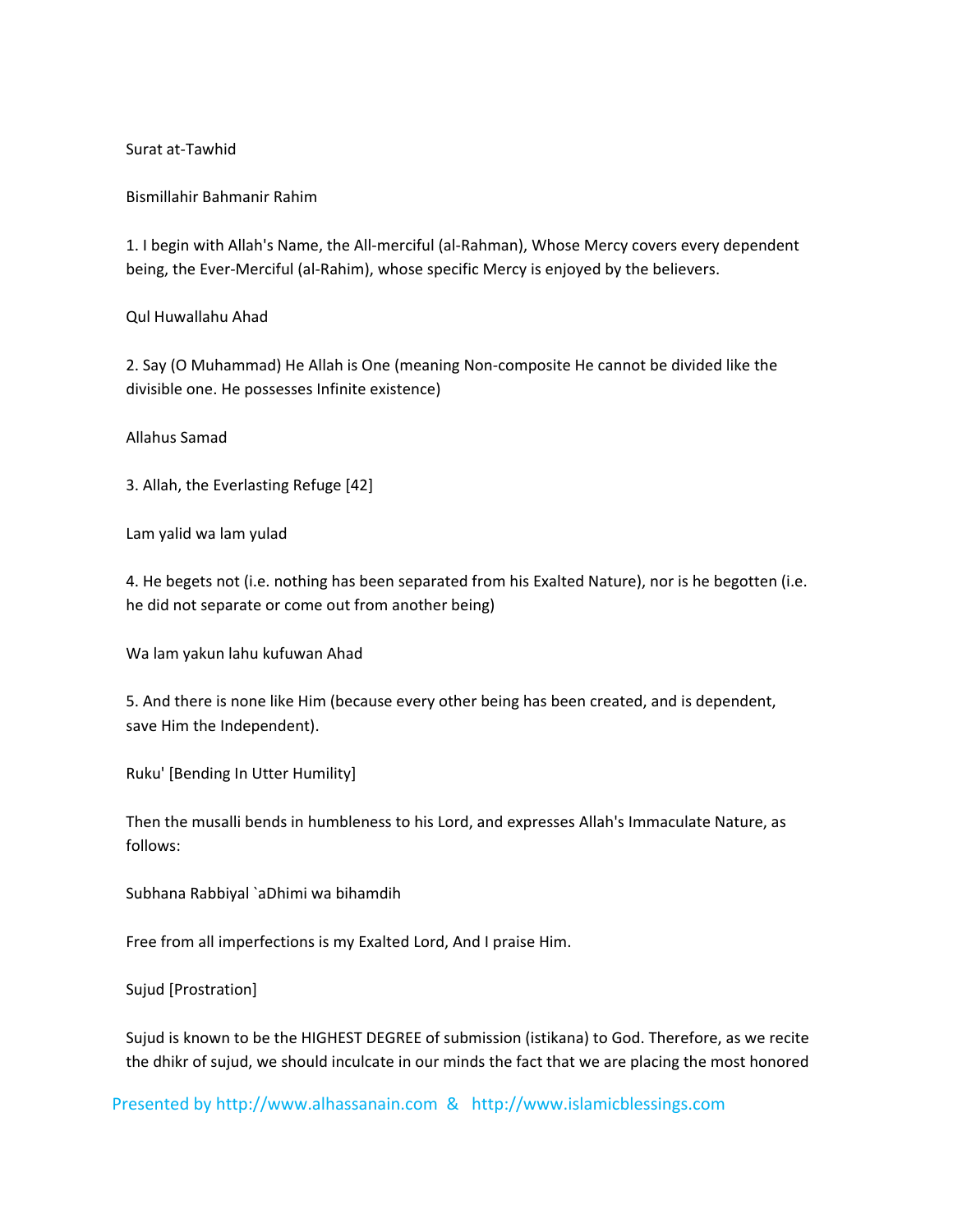Surat at-Tawhid

Bismillahir Bahmanir Rahim

1. I begin with Allah's Name, the All-merciful (al-Rahman), Whose Mercy covers every dependent being, the Ever-Merciful (al-Rahim), whose specific Mercy is enjoyed by the believers.

Qul Huwallahu Ahad

2. Say (O Muhammad) He Allah is One (meaning Non-composite He cannot be divided like the divisible one. He possesses Infinite existence)

Allahus Samad

3. Allah, the Everlasting Refuge [42]

Lam yalid wa lam yulad

4. He begets not (i.e. nothing has been separated from his Exalted Nature), nor is he begotten (i.e. he did not separate or come out from another being)

Wa lam yakun lahu kufuwan Ahad

5. And there is none like Him (because every other being has been created, and is dependent, save Him the Independent).

Ruku' [Bending In Utter Humility]

Then the musalli bends in humbleness to his Lord, and expresses Allah's Immaculate Nature, as follows:

Subhana Rabbiyal `aDhimi wa bihamdih

Free from all imperfections is my Exalted Lord, And I praise Him.

Sujud [Prostration]

Sujud is known to be the HIGHEST DEGREE of submission (istikana) to God. Therefore, as we recite the dhikr of sujud, we should inculcate in our minds the fact that we are placing the most honored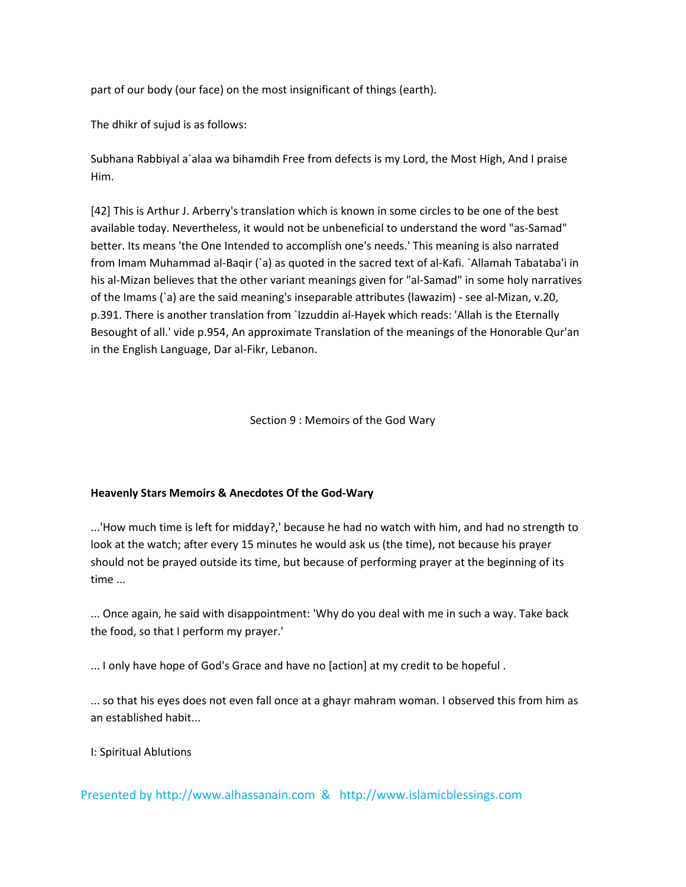part of our body (our face) on the most insignificant of things (earth).

The dhikr of sujud is as follows:

Subhana Rabbiyal a`alaa wa bihamdih Free from defects is my Lord, the Most High, And I praise Him.

[42] This is Arthur J. Arberry's translation which is known in some circles to be one of the best available today. Nevertheless, it would not be unbeneficial to understand the word "as-Samad" better. Its means 'the One Intended to accomplish one's needs.' This meaning is also narrated from Imam Muhammad al-Baqir (`a) as quoted in the sacred text of al-Kafi. `Allamah Tabataba'i in his al-Mizan believes that the other variant meanings given for "al-Samad" in some holy narratives of the Imams (`a) are the said meaning's inseparable attributes (lawazim) - see al-Mizan, v.20, p.391. There is another translation from `Izzuddin al-Hayek which reads: 'Allah is the Eternally Besought of all.' vide p.954, An approximate Translation of the meanings of the Honorable Qur'an in the English Language, Dar al-Fikr, Lebanon.

## Section 9 : Memoirs of the God Wary

**Heavenly Stars Memoirs & Anecdotes Of the God-Wary**

...'How much time is left for midday?,' because he had no watch with him, and had no strength to look at the watch; after every 15 minutes he would ask us (the time), not because his prayer should not be prayed outside its time, but because of performing prayer at the beginning of its time ...

... Once again, he said with disappointment: 'Why do you deal with me in such a way. Take back the food, so that I perform my prayer.'

... I only have hope of God's Grace and have no [action] at my credit to be hopeful .

... so that his eyes does not even fall once at a ghayr mahram woman. I observed this from him as an established habit...

I: Spiritual Ablutions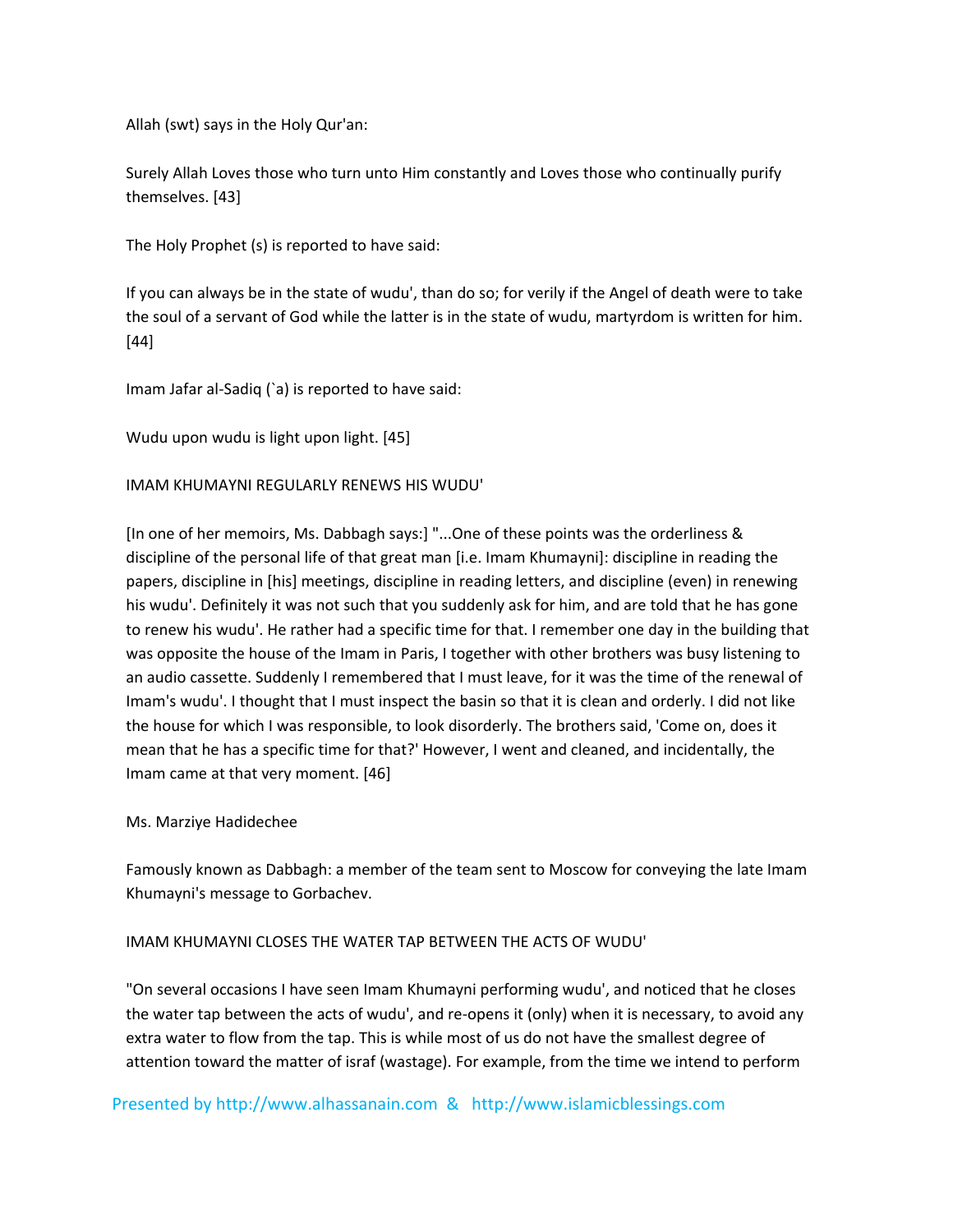Allah (swt) says in the Holy Qur'an:

Surely Allah Loves those who turn unto Him constantly and Loves those who continually purify themselves. [43]

The Holy Prophet (s) is reported to have said:

If you can always be in the state of wudu', than do so; for verily if the Angel of death were to take the soul of a servant of God while the latter is in the state of wudu, martyrdom is written for him. [44]

Imam Jafar al-Sadiq (`a) is reported to have said:

Wudu upon wudu is light upon light. [45]

## IMAM KHUMAYNI REGULARLY RENEWS HIS WUDU'

[In one of her memoirs, Ms. Dabbagh says:] "...One of these points was the orderliness & discipline of the personal life of that great man [i.e. Imam Khumayni]: discipline in reading the papers, discipline in [his] meetings, discipline in reading letters, and discipline (even) in renewing his wudu'. Definitely it was not such that you suddenly ask for him, and are told that he has gone to renew his wudu'. He rather had a specific time for that. I remember one day in the building that was opposite the house of the Imam in Paris, I together with other brothers was busy listening to an audio cassette. Suddenly I remembered that I must leave, for it was the time of the renewal of Imam's wudu'. I thought that I must inspect the basin so that it is clean and orderly. I did not like the house for which I was responsible, to look disorderly. The brothers said, 'Come on, does it mean that he has a specific time for that?' However, I went and cleaned, and incidentally, the Imam came at that very moment. [46]

Ms. Marziye Hadidechee

Famously known as Dabbagh: a member of the team sent to Moscow for conveying the late Imam Khumayni's message to Gorbachev.

## IMAM KHUMAYNI CLOSES THE WATER TAP BETWEEN THE ACTS OF WUDU'

"On several occasions I have seen Imam Khumayni performing wudu', and noticed that he closes the water tap between the acts of wudu', and re-opens it (only) when it is necessary, to avoid any extra water to flow from the tap. This is while most of us do not have the smallest degree of attention toward the matter of israf (wastage). For example, from the time we intend to perform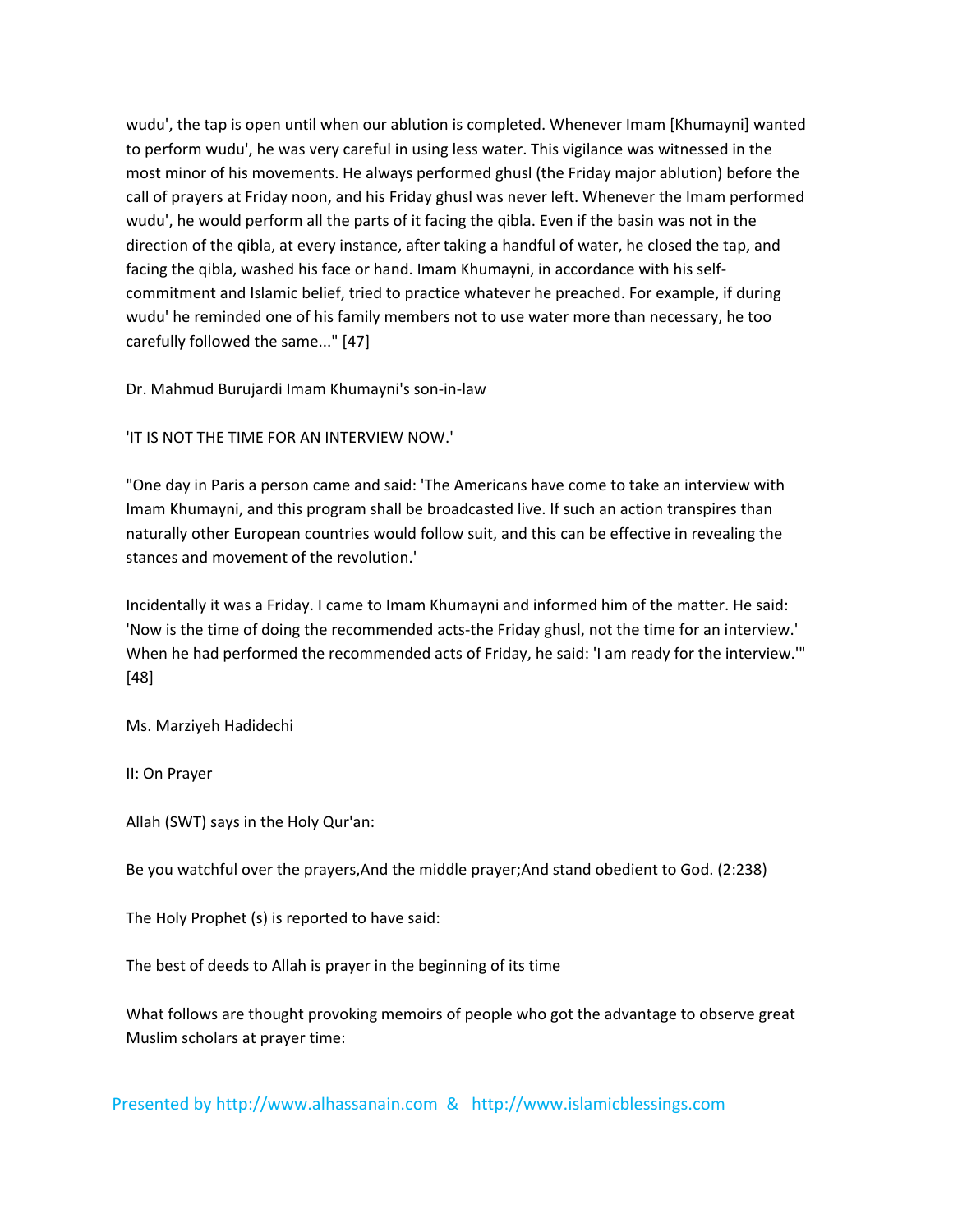wudu', the tap is open until when our ablution is completed. Whenever Imam [Khumayni] wanted to perform wudu', he was very careful in using less water. This vigilance was witnessed in the most minor of his movements. He always performed ghusl (the Friday major ablution) before the call of prayers at Friday noon, and his Friday ghusl was never left. Whenever the Imam performed wudu', he would perform all the parts of it facing the qibla. Even if the basin was not in the direction of the qibla, at every instance, after taking a handful of water, he closed the tap, and facing the qibla, washed his face or hand. Imam Khumayni, in accordance with his self-commitment and Islamic belief, tried to practice whatever he preached. For example, if during wudu' he reminded one of his family members not to use water more than necessary, he too carefully followed the same..." [47]

Dr. Mahmud Burujardi Imam Khumayni's son-in-law

'IT IS NOT THE TIME FOR AN INTERVIEW NOW.'

"One day in Paris a person came and said: 'The Americans have come to take an interview with Imam Khumayni, and this program shall be broadcasted live. If such an action transpires than naturally other European countries would follow suit, and this can be effective in revealing the stances and movement of the revolution.'

Incidentally it was a Friday. I came to Imam Khumayni and informed him of the matter. He said: 'Now is the time of doing the recommended acts-the Friday ghusl, not the time for an interview.' When he had performed the recommended acts of Friday, he said: 'I am ready for the interview.'" [48]

Ms. Marziyeh Hadidechi

II: On Prayer

Allah (SWT) says in the Holy Qur'an:

Be you watchful over the prayers,And the middle prayer;And stand obedient to God. (2:238)

The Holy Prophet (s) is reported to have said:

The best of deeds to Allah is prayer in the beginning of its time

What follows are thought provoking memoirs of people who got the advantage to observe great Muslim scholars at prayer time: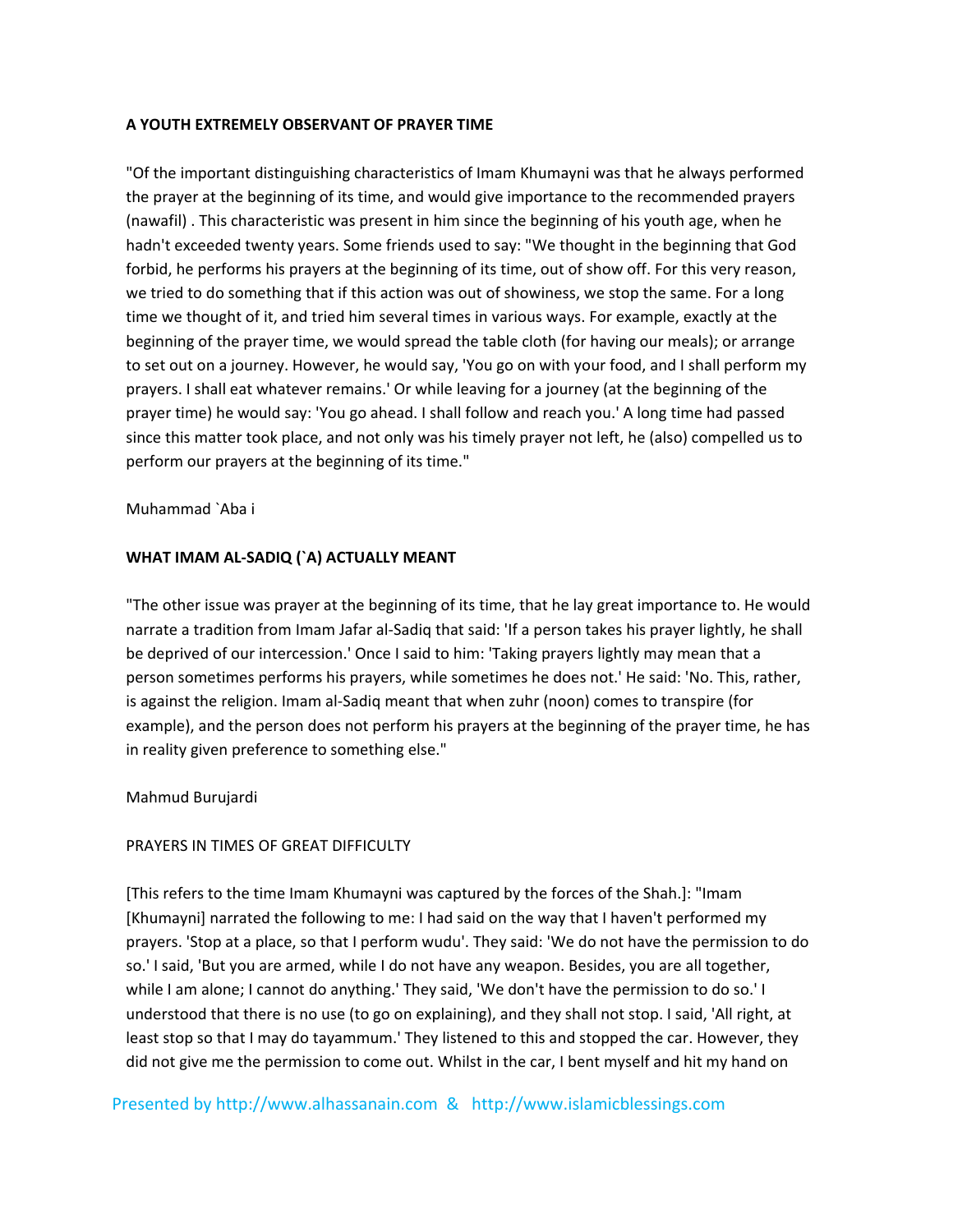**A YOUTH EXTREMELY OBSERVANT OF PRAYER TIME**

"Of the important distinguishing characteristics of Imam Khumayni was that he always performed the prayer at the beginning of its time, and would give importance to the recommended prayers (nawafil) . This characteristic was present in him since the beginning of his youth age, when he hadn't exceeded twenty years. Some friends used to say: "We thought in the beginning that God forbid, he performs his prayers at the beginning of its time, out of show off. For this very reason, we tried to do something that if this action was out of showiness, we stop the same. For a long time we thought of it, and tried him several times in various ways. For example, exactly at the beginning of the prayer time, we would spread the table cloth (for having our meals); or arrange to set out on a journey. However, he would say, 'You go on with your food, and I shall perform my prayers. I shall eat whatever remains.' Or while leaving for a journey (at the beginning of the prayer time) he would say: 'You go ahead. I shall follow and reach you.' A long time had passed since this matter took place, and not only was his timely prayer not left, he (also) compelled us to perform our prayers at the beginning of its time."

Muhammad `Aba i

**WHAT IMAM AL-SADIQ (`A) ACTUALLY MEANT**

"The other issue was prayer at the beginning of its time, that he lay great importance to. He would narrate a tradition from Imam Jafar al-Sadiq that said: 'If a person takes his prayer lightly, he shall be deprived of our intercession.' Once I said to him: 'Taking prayers lightly may mean that a person sometimes performs his prayers, while sometimes he does not.' He said: 'No. This, rather, is against the religion. Imam al-Sadiq meant that when zuhr (noon) comes to transpire (for example), and the person does not perform his prayers at the beginning of the prayer time, he has in reality given preference to something else."

Mahmud Burujardi

PRAYERS IN TIMES OF GREAT DIFFICULTY

[This refers to the time Imam Khumayni was captured by the forces of the Shah.]: "Imam [Khumayni] narrated the following to me: I had said on the way that I haven't performed my prayers. 'Stop at a place, so that I perform wudu'. They said: 'We do not have the permission to do so.' I said, 'But you are armed, while I do not have any weapon. Besides, you are all together, while I am alone; I cannot do anything.' They said, 'We don't have the permission to do so.' I understood that there is no use (to go on explaining), and they shall not stop. I said, 'All right, at least stop so that I may do tayammum.' They listened to this and stopped the car. However, they did not give me the permission to come out. Whilst in the car, I bent myself and hit my hand on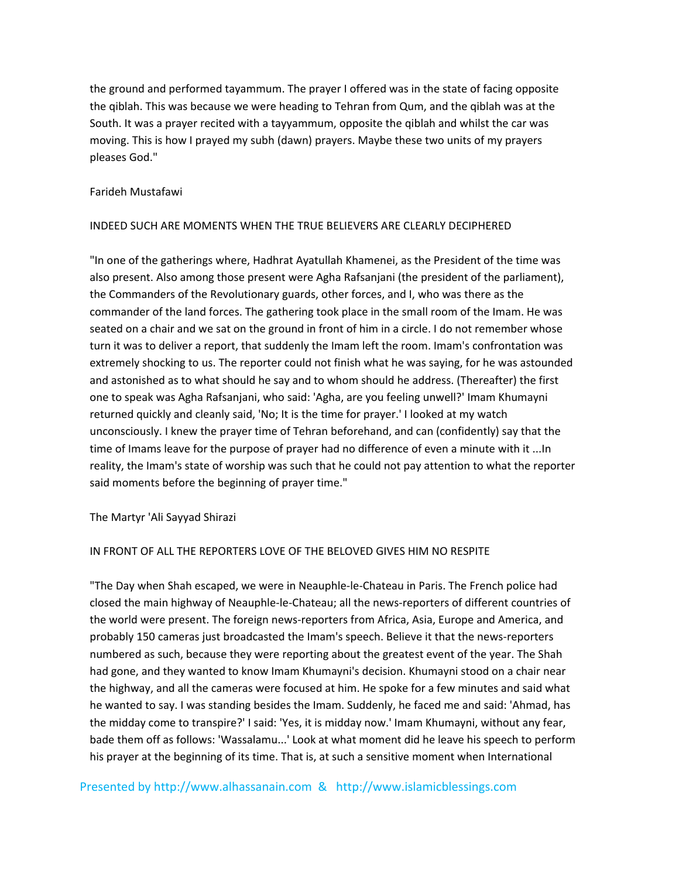the ground and performed tayammum. The prayer I offered was in the state of facing opposite the qiblah. This was because we were heading to Tehran from Qum, and the qiblah was at the South. It was a prayer recited with a tayyammum, opposite the qiblah and whilst the car was moving. This is how I prayed my subh (dawn) prayers. Maybe these two units of my prayers pleases God."

Farideh Mustafawi

## INDEED SUCH ARE MOMENTS WHEN THE TRUE BELIEVERS ARE CLEARLY DECIPHERED

"In one of the gatherings where, Hadhrat Ayatullah Khamenei, as the President of the time was also present. Also among those present were Agha Rafsanjani (the president of the parliament), the Commanders of the Revolutionary guards, other forces, and I, who was there as the commander of the land forces. The gathering took place in the small room of the Imam. He was seated on a chair and we sat on the ground in front of him in a circle. I do not remember whose turn it was to deliver a report, that suddenly the Imam left the room. Imam's confrontation was extremely shocking to us. The reporter could not finish what he was saying, for he was astounded and astonished as to what should he say and to whom should he address. (Thereafter) the first one to speak was Agha Rafsanjani, who said: 'Agha, are you feeling unwell?' Imam Khumayni returned quickly and cleanly said, 'No; It is the time for prayer.' I looked at my watch unconsciously. I knew the prayer time of Tehran beforehand, and can (confidently) say that the time of Imams leave for the purpose of prayer had no difference of even a minute with it ...In reality, the Imam's state of worship was such that he could not pay attention to what the reporter said moments before the beginning of prayer time."

The Martyr 'Ali Sayyad Shirazi

## IN FRONT OF ALL THE REPORTERS LOVE OF THE BELOVED GIVES HIM NO RESPITE

"The Day when Shah escaped, we were in Neauphle-le-Chateau in Paris. The French police had closed the main highway of Neauphle-le-Chateau; all the news-reporters of different countries of the world were present. The foreign news-reporters from Africa, Asia, Europe and America, and probably 150 cameras just broadcasted the Imam's speech. Believe it that the news-reporters numbered as such, because they were reporting about the greatest event of the year. The Shah had gone, and they wanted to know Imam Khumayni's decision. Khumayni stood on a chair near the highway, and all the cameras were focused at him. He spoke for a few minutes and said what he wanted to say. I was standing besides the Imam. Suddenly, he faced me and said: 'Ahmad, has the midday come to transpire?' I said: 'Yes, it is midday now.' Imam Khumayni, without any fear, bade them off as follows: 'Wassalamu...' Look at what moment did he leave his speech to perform his prayer at the beginning of its time. That is, at such a sensitive moment when International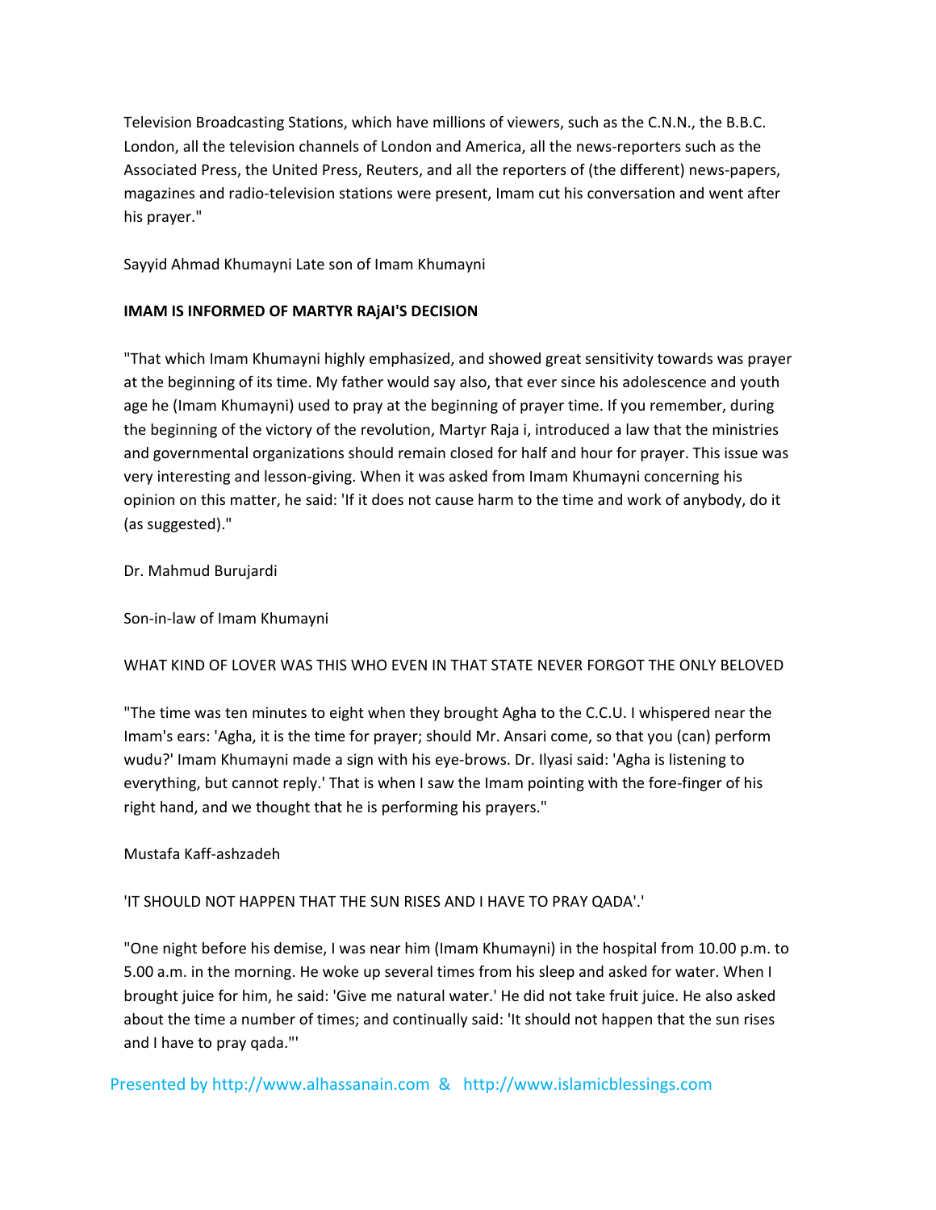Television Broadcasting Stations, which have millions of viewers, such as the C.N.N., the B.B.C. London, all the television channels of London and America, all the news-reporters such as the Associated Press, the United Press, Reuters, and all the reporters of (the different) news-papers, magazines and radio-television stations were present, Imam cut his conversation and went after his prayer."

Sayyid Ahmad Khumayni Late son of Imam Khumayni

**IMAM IS INFORMED OF MARTYR RAjAI'S DECISION**

"That which Imam Khumayni highly emphasized, and showed great sensitivity towards was prayer at the beginning of its time. My father would say also, that ever since his adolescence and youth age he (Imam Khumayni) used to pray at the beginning of prayer time. If you remember, during the beginning of the victory of the revolution, Martyr Raja i, introduced a law that the ministries and governmental organizations should remain closed for half and hour for prayer. This issue was very interesting and lesson-giving. When it was asked from Imam Khumayni concerning his opinion on this matter, he said: 'If it does not cause harm to the time and work of anybody, do it (as suggested)."

Dr. Mahmud Burujardi

Son-in-law of Imam Khumayni

WHAT KIND OF LOVER WAS THIS WHO EVEN IN THAT STATE NEVER FORGOT THE ONLY BELOVED

"The time was ten minutes to eight when they brought Agha to the C.C.U. I whispered near the Imam's ears: 'Agha, it is the time for prayer; should Mr. Ansari come, so that you (can) perform wudu?' Imam Khumayni made a sign with his eye-brows. Dr. Ilyasi said: 'Agha is listening to everything, but cannot reply.' That is when I saw the Imam pointing with the fore-finger of his right hand, and we thought that he is performing his prayers."

Mustafa Kaff-ashzadeh

'IT SHOULD NOT HAPPEN THAT THE SUN RISES AND I HAVE TO PRAY QADA'.'

"One night before his demise, I was near him (Imam Khumayni) in the hospital from 10.00 p.m. to 5.00 a.m. in the morning. He woke up several times from his sleep and asked for water. When I brought juice for him, he said: 'Give me natural water.' He did not take fruit juice. He also asked about the time a number of times; and continually said: 'It should not happen that the sun rises and I have to pray qada."'

Presented by http://www.alhassanain.com & http://www.islamicblessings.com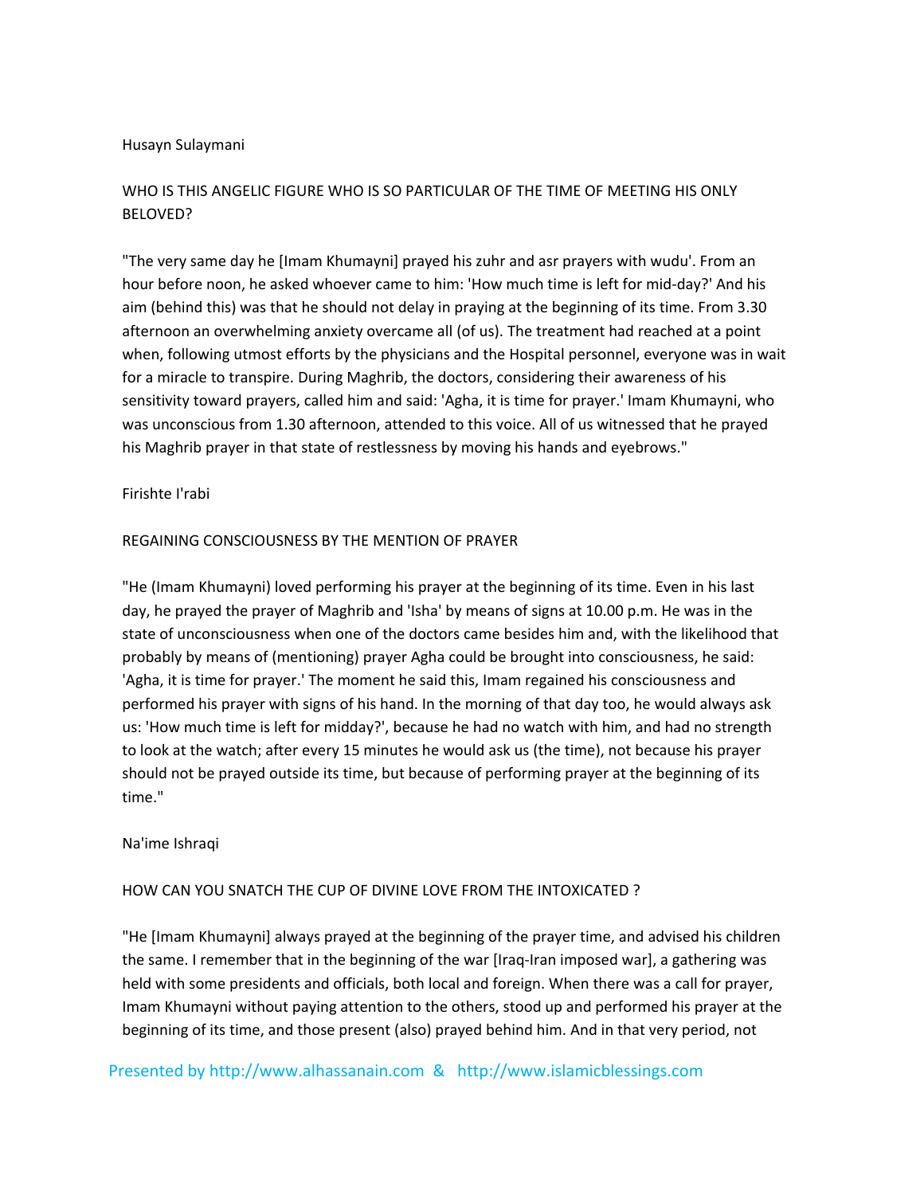Husayn Sulaymani

WHO IS THIS ANGELIC FIGURE WHO IS SO PARTICULAR OF THE TIME OF MEETING HIS ONLY BELOVED?

"The very same day he [Imam Khumayni] prayed his zuhr and asr prayers with wudu'. From an hour before noon, he asked whoever came to him: 'How much time is left for mid-day?' And his aim (behind this) was that he should not delay in praying at the beginning of its time. From 3.30 afternoon an overwhelming anxiety overcame all (of us). The treatment had reached at a point when, following utmost efforts by the physicians and the Hospital personnel, everyone was in wait for a miracle to transpire. During Maghrib, the doctors, considering their awareness of his sensitivity toward prayers, called him and said: 'Agha, it is time for prayer.' Imam Khumayni, who was unconscious from 1.30 afternoon, attended to this voice. All of us witnessed that he prayed his Maghrib prayer in that state of restlessness by moving his hands and eyebrows."

Firishte I'rabi

REGAINING CONSCIOUSNESS BY THE MENTION OF PRAYER

"He (Imam Khumayni) loved performing his prayer at the beginning of its time. Even in his last day, he prayed the prayer of Maghrib and 'Isha' by means of signs at 10.00 p.m. He was in the state of unconsciousness when one of the doctors came besides him and, with the likelihood that probably by means of (mentioning) prayer Agha could be brought into consciousness, he said: 'Agha, it is time for prayer.' The moment he said this, Imam regained his consciousness and performed his prayer with signs of his hand. In the morning of that day too, he would always ask us: 'How much time is left for midday?', because he had no watch with him, and had no strength to look at the watch; after every 15 minutes he would ask us (the time), not because his prayer should not be prayed outside its time, but because of performing prayer at the beginning of its time."

Na'ime Ishraqi

HOW CAN YOU SNATCH THE CUP OF DIVINE LOVE FROM THE INTOXICATED ?

"He [Imam Khumayni] always prayed at the beginning of the prayer time, and advised his children the same. I remember that in the beginning of the war [Iraq-Iran imposed war], a gathering was held with some presidents and officials, both local and foreign. When there was a call for prayer, Imam Khumayni without paying attention to the others, stood up and performed his prayer at the beginning of its time, and those present (also) prayed behind him. And in that very period, not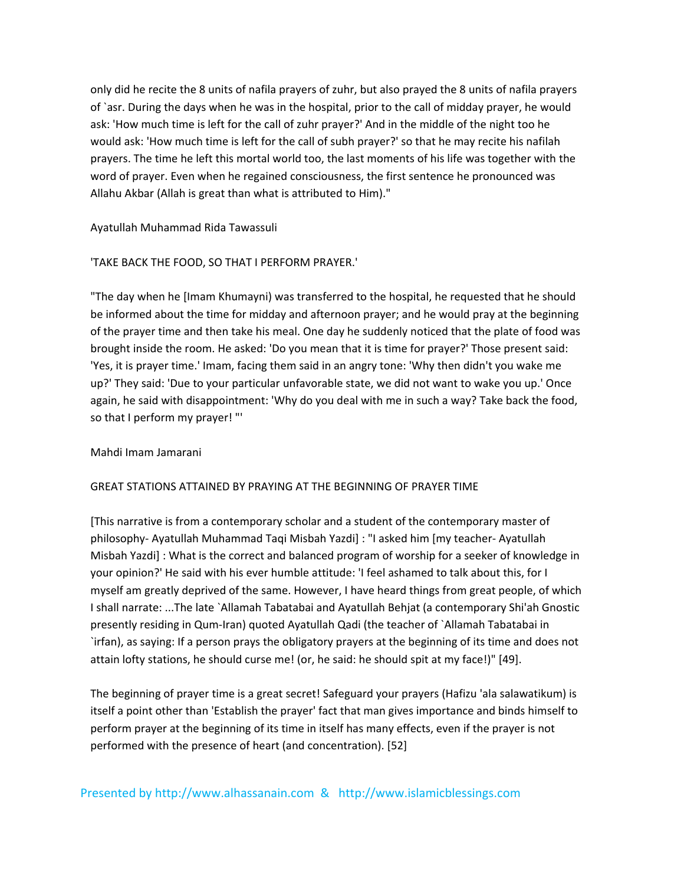only did he recite the 8 units of nafila prayers of zuhr, but also prayed the 8 units of nafila prayers of `asr. During the days when he was in the hospital, prior to the call of midday prayer, he would ask: 'How much time is left for the call of zuhr prayer?' And in the middle of the night too he would ask: 'How much time is left for the call of subh prayer?' so that he may recite his nafilah prayers. The time he left this mortal world too, the last moments of his life was together with the word of prayer. Even when he regained consciousness, the first sentence he pronounced was Allahu Akbar (Allah is great than what is attributed to Him)."

Ayatullah Muhammad Rida Tawassuli

'TAKE BACK THE FOOD, SO THAT I PERFORM PRAYER.'

"The day when he [Imam Khumayni] was transferred to the hospital, he requested that he should be informed about the time for midday and afternoon prayer; and he would pray at the beginning of the prayer time and then take his meal. One day he suddenly noticed that the plate of food was brought inside the room. He asked: 'Do you mean that it is time for prayer?' Those present said: 'Yes, it is prayer time.' Imam, facing them said in an angry tone: 'Why then didn't you wake me up?' They said: 'Due to your particular unfavorable state, we did not want to wake you up.' Once again, he said with disappointment: 'Why do you deal with me in such a way? Take back the food, so that I perform my prayer! "'

Mahdi Imam Jamarani

GREAT STATIONS ATTAINED BY PRAYING AT THE BEGINNING OF PRAYER TIME

[This narrative is from a contemporary scholar and a student of the contemporary master of philosophy- Ayatullah Muhammad Taqi Misbah Yazdi] : "I asked him [my teacher- Ayatullah Misbah Yazdi] : What is the correct and balanced program of worship for a seeker of knowledge in your opinion?' He said with his ever humble attitude: 'I feel ashamed to talk about this, for I myself am greatly deprived of the same. However, I have heard things from great people, of which I shall narrate: ...The late `Allamah Tabatabai and Ayatullah Behjat (a contemporary Shi'ah Gnostic presently residing in Qum-Iran) quoted Ayatullah Qadi (the teacher of `Allamah Tabatabai in `irfan), as saying: If a person prays the obligatory prayers at the beginning of its time and does not attain lofty stations, he should curse me! (or, he said: he should spit at my face!)" [49].

The beginning of prayer time is a great secret! Safeguard your prayers (Hafizu 'ala salawatikum) is itself a point other than 'Establish the prayer' fact that man gives importance and binds himself to perform prayer at the beginning of its time in itself has many effects, even if the prayer is not performed with the presence of heart (and concentration). [52]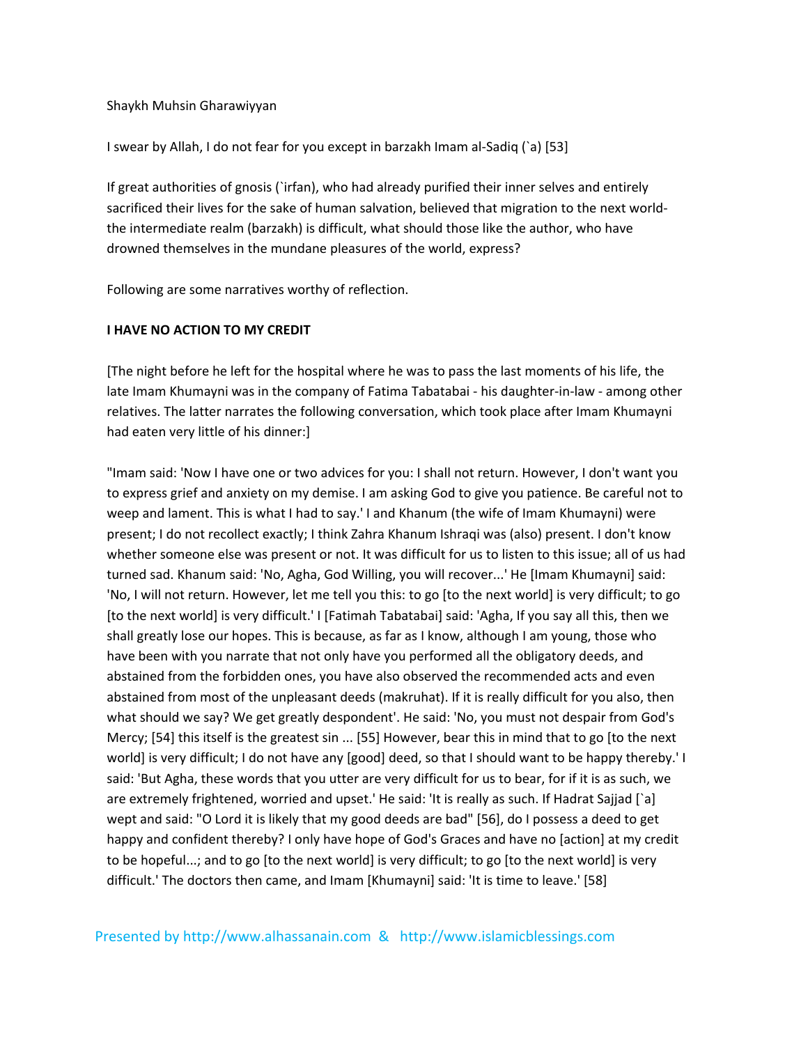Shaykh Muhsin Gharawiyyan

I swear by Allah, I do not fear for you except in barzakh Imam al-Sadiq (`a) [53]

If great authorities of gnosis (`irfan), who had already purified their inner selves and entirely sacrificed their lives for the sake of human salvation, believed that migration to the next world-the intermediate realm (barzakh) is difficult, what should those like the author, who have drowned themselves in the mundane pleasures of the world, express?

Following are some narratives worthy of reflection.

**I HAVE NO ACTION TO MY CREDIT**

[The night before he left for the hospital where he was to pass the last moments of his life, the late Imam Khumayni was in the company of Fatima Tabatabai - his daughter-in-law - among other relatives. The latter narrates the following conversation, which took place after Imam Khumayni had eaten very little of his dinner:]

"Imam said: 'Now I have one or two advices for you: I shall not return. However, I don't want you to express grief and anxiety on my demise. I am asking God to give you patience. Be careful not to weep and lament. This is what I had to say.' I and Khanum (the wife of Imam Khumayni) were present; I do not recollect exactly; I think Zahra Khanum Ishraqi was (also) present. I don't know whether someone else was present or not. It was difficult for us to listen to this issue; all of us had turned sad. Khanum said: 'No, Agha, God Willing, you will recover...' He [Imam Khumayni] said: 'No, I will not return. However, let me tell you this: to go [to the next world] is very difficult; to go [to the next world] is very difficult.' I [Fatimah Tabatabai] said: 'Agha, If you say all this, then we shall greatly lose our hopes. This is because, as far as I know, although I am young, those who have been with you narrate that not only have you performed all the obligatory deeds, and abstained from the forbidden ones, you have also observed the recommended acts and even abstained from most of the unpleasant deeds (makruhat). If it is really difficult for you also, then what should we say? We get greatly despondent'. He said: 'No, you must not despair from God's Mercy; [54] this itself is the greatest sin ... [55] However, bear this in mind that to go [to the next world] is very difficult; I do not have any [good] deed, so that I should want to be happy thereby.' I said: 'But Agha, these words that you utter are very difficult for us to bear, for if it is as such, we are extremely frightened, worried and upset.' He said: 'It is really as such. If Hadrat Sajjad [`a] wept and said: "O Lord it is likely that my good deeds are bad" [56], do I possess a deed to get happy and confident thereby? I only have hope of God's Graces and have no [action] at my credit to be hopeful...; and to go [to the next world] is very difficult; to go [to the next world] is very difficult.' The doctors then came, and Imam [Khumayni] said: 'It is time to leave.' [58]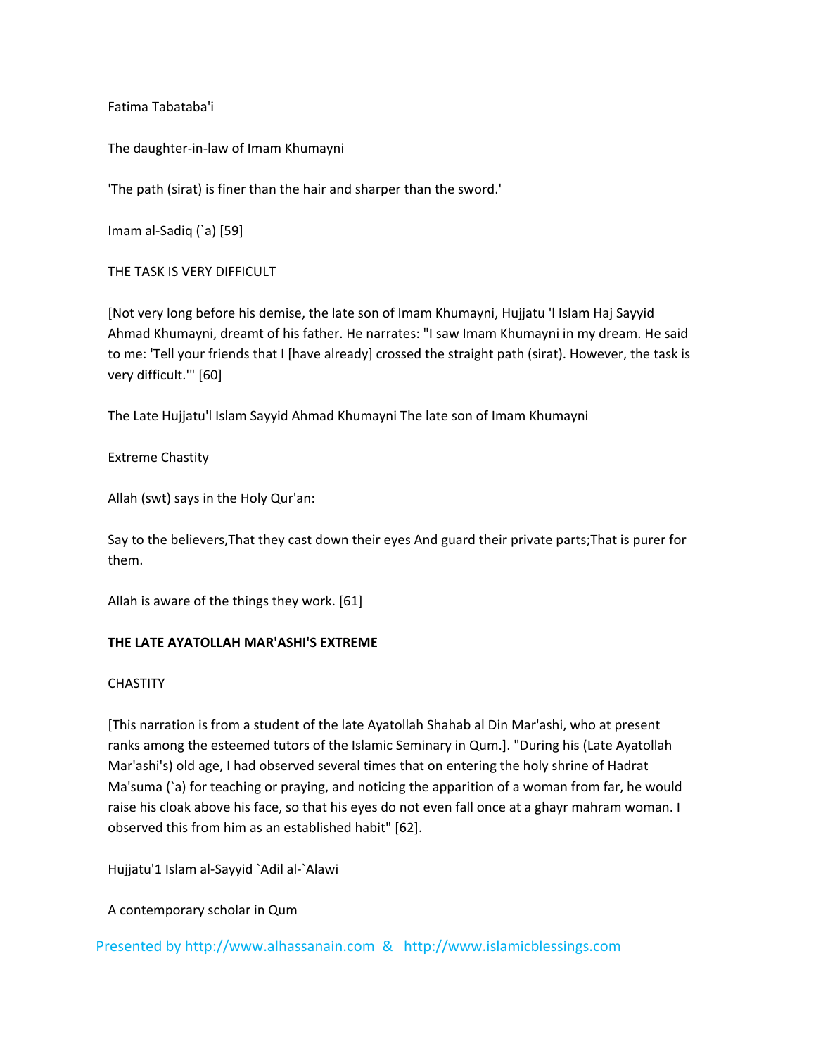Fatima Tabataba'i

The daughter-in-law of Imam Khumayni

'The path (sirat) is finer than the hair and sharper than the sword.'

Imam al-Sadiq (`a) [59]

THE TASK IS VERY DIFFICULT

[Not very long before his demise, the late son of Imam Khumayni, Hujjatu 'l Islam Haj Sayyid Ahmad Khumayni, dreamt of his father. He narrates: "I saw Imam Khumayni in my dream. He said to me: 'Tell your friends that I [have already] crossed the straight path (sirat). However, the task is very difficult.'" [60]

The Late Hujjatu'l Islam Sayyid Ahmad Khumayni The late son of Imam Khumayni

Extreme Chastity

Allah (swt) says in the Holy Qur'an:

Say to the believers,That they cast down their eyes And guard their private parts;That is purer for them.

Allah is aware of the things they work. [61]

**THE LATE AYATOLLAH MAR'ASHI'S EXTREME**

CHASTITY

[This narration is from a student of the late Ayatollah Shahab al Din Mar'ashi, who at present ranks among the esteemed tutors of the Islamic Seminary in Qum.]. "During his (Late Ayatollah Mar'ashi's) old age, I had observed several times that on entering the holy shrine of Hadrat Ma'suma (`a) for teaching or praying, and noticing the apparition of a woman from far, he would raise his cloak above his face, so that his eyes do not even fall once at a ghayr mahram woman. I observed this from him as an established habit" [62].

Hujjatu'1 Islam al-Sayyid `Adil al-`Alawi

A contemporary scholar in Qum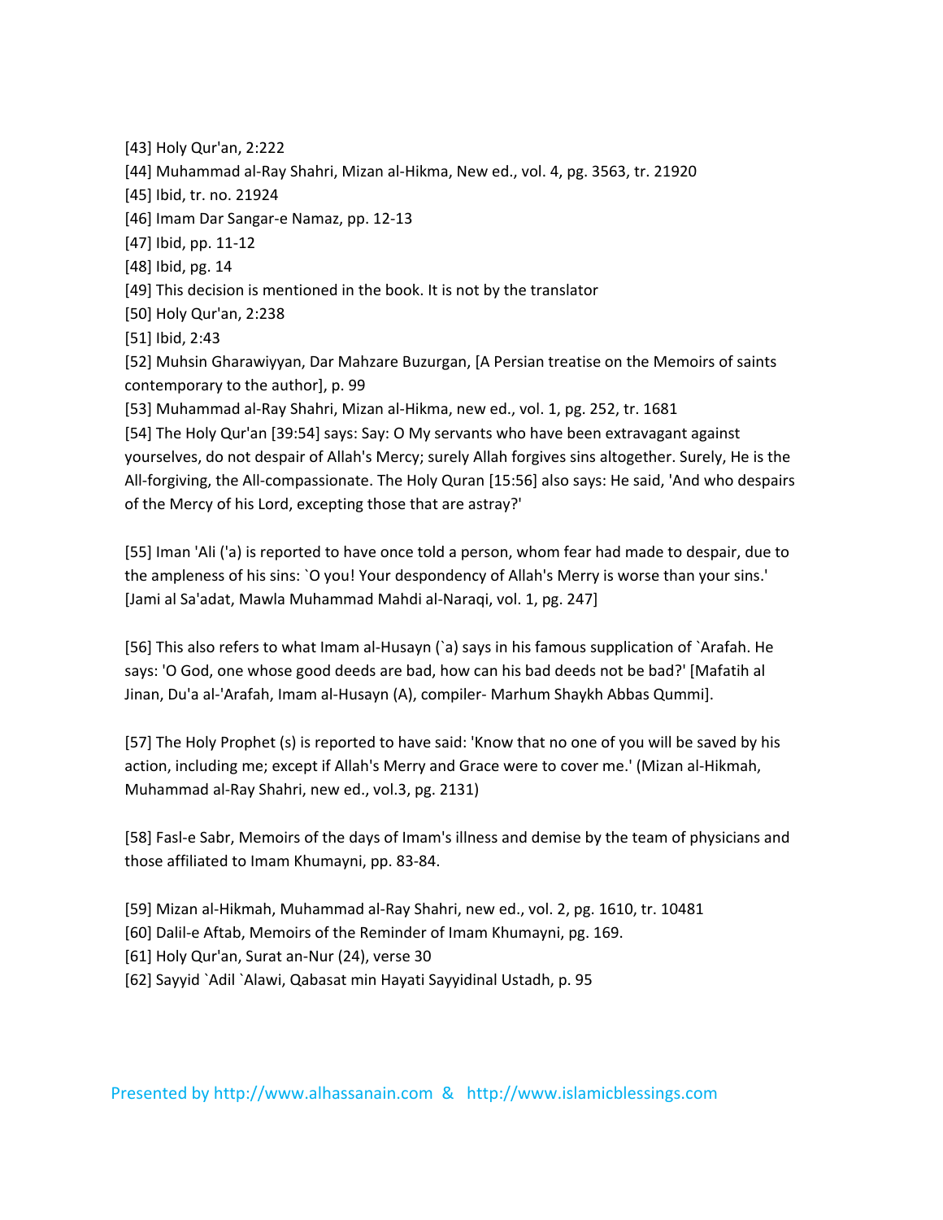[43] Holy Qur'an, 2:222

[44] Muhammad al-Ray Shahri, Mizan al-Hikma, New ed., vol. 4, pg. 3563, tr. 21920

[45] Ibid, tr. no. 21924

[46] Imam Dar Sangar-e Namaz, pp. 12-13

[47] Ibid, pp. 11-12

[48] Ibid, pg. 14

[49] This decision is mentioned in the book. It is not by the translator

[50] Holy Qur'an, 2:238

[51] Ibid, 2:43

[52] Muhsin Gharawiyyan, Dar Mahzare Buzurgan, [A Persian treatise on the Memoirs of saints contemporary to the author], p. 99

[53] Muhammad al-Ray Shahri, Mizan al-Hikma, new ed., vol. 1, pg. 252, tr. 1681

[54] The Holy Qur'an [39:54] says: Say: O My servants who have been extravagant against yourselves, do not despair of Allah's Mercy; surely Allah forgives sins altogether. Surely, He is the All-forgiving, the All-compassionate. The Holy Quran [15:56] also says: He said, 'And who despairs of the Mercy of his Lord, excepting those that are astray?'

[55] Iman 'Ali ('a) is reported to have once told a person, whom fear had made to despair, due to the ampleness of his sins: `O you! Your despondency of Allah's Merry is worse than your sins.' [Jami al Sa'adat, Mawla Muhammad Mahdi al-Naraqi, vol. 1, pg. 247]

[56] This also refers to what Imam al-Husayn (`a) says in his famous supplication of `Arafah. He says: 'O God, one whose good deeds are bad, how can his bad deeds not be bad?' [Mafatih al Jinan, Du'a al-'Arafah, Imam al-Husayn (A), compiler- Marhum Shaykh Abbas Qummi].

[57] The Holy Prophet (s) is reported to have said: 'Know that no one of you will be saved by his action, including me; except if Allah's Merry and Grace were to cover me.' (Mizan al-Hikmah, Muhammad al-Ray Shahri, new ed., vol.3, pg. 2131)

[58] Fasl-e Sabr, Memoirs of the days of Imam's illness and demise by the team of physicians and those affiliated to Imam Khumayni, pp. 83-84.

[59] Mizan al-Hikmah, Muhammad al-Ray Shahri, new ed., vol. 2, pg. 1610, tr. 10481

[60] Dalil-e Aftab, Memoirs of the Reminder of Imam Khumayni, pg. 169.

[61] Holy Qur'an, Surat an-Nur (24), verse 30

[62] Sayyid `Adil `Alawi, Qabasat min Hayati Sayyidinal Ustadh, p. 95

Presented by http://www.alhassanain.com & http://www.islamicblessings.com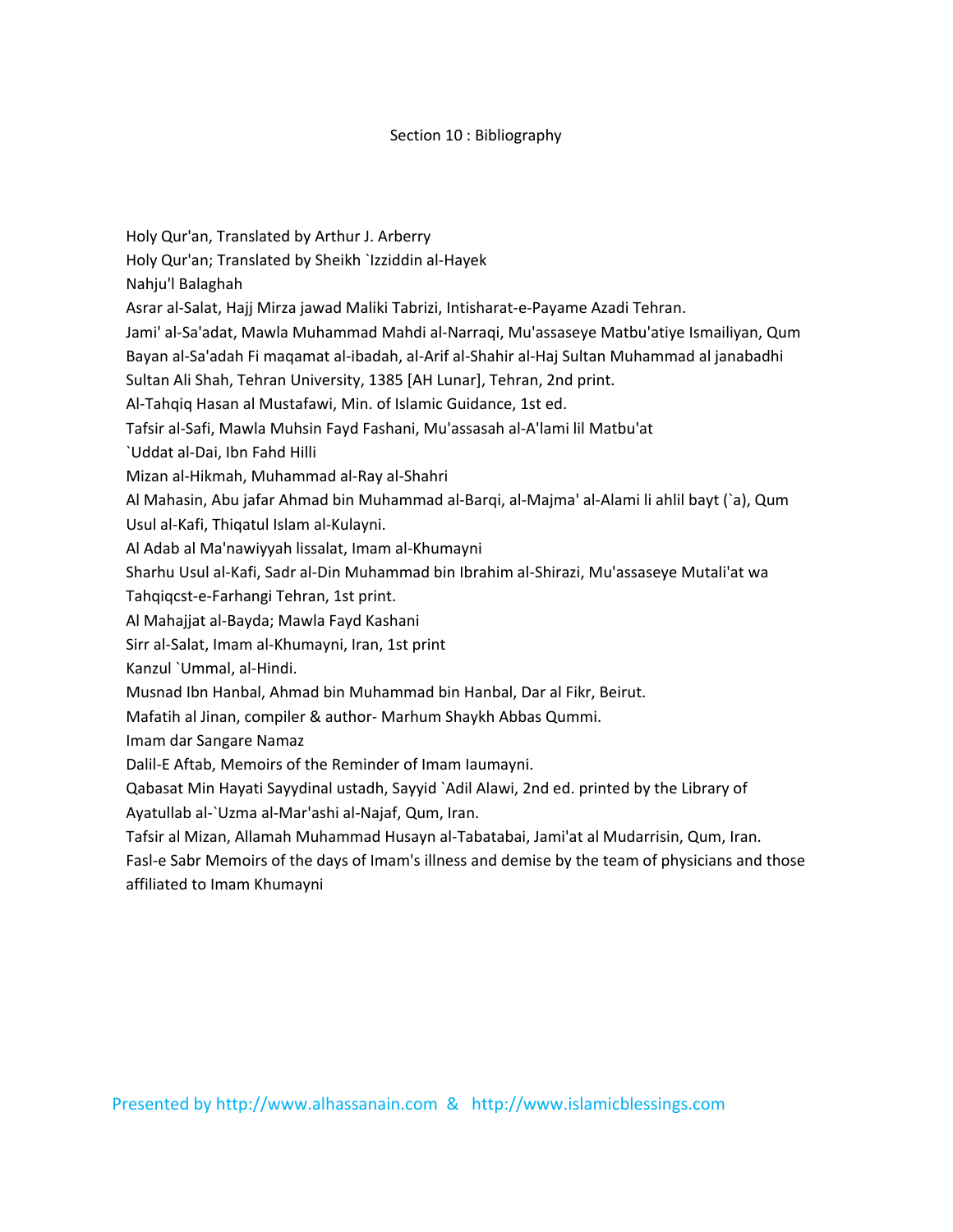# Section 10 : Bibliography

Holy Qur'an, Translated by Arthur J. Arberry

Holy Qur'an; Translated by Sheikh `Izziddin al-Hayek

Nahju'l Balaghah

Asrar al-Salat, Hajj Mirza jawad Maliki Tabrizi, Intisharat-e-Payame Azadi Tehran.

Jami' al-Sa'adat, Mawla Muhammad Mahdi al-Narraqi, Mu'assaseye Matbu'atiye Ismailiyan, Qum

Bayan al-Sa'adah Fi maqamat al-ibadah, al-Arif al-Shahir al-Haj Sultan Muhammad al janabadhi Sultan Ali Shah, Tehran University, 1385 [AH Lunar], Tehran, 2nd print.

Al-Tahqiq Hasan al Mustafawi, Min. of Islamic Guidance, 1st ed.

Tafsir al-Safi, Mawla Muhsin Fayd Fashani, Mu'assasah al-A'lami lil Matbu'at

`Uddat al-Dai, Ibn Fahd Hilli

Mizan al-Hikmah, Muhammad al-Ray al-Shahri

Al Mahasin, Abu jafar Ahmad bin Muhammad al-Barqi, al-Majma' al-Alami li ahlil bayt (`a), Qum

Usul al-Kafi, Thiqatul Islam al-Kulayni.

Al Adab al Ma'nawiyyah lissalat, Imam al-Khumayni

Sharhu Usul al-Kafi, Sadr al-Din Muhammad bin Ibrahim al-Shirazi, Mu'assaseye Mutali'at wa Tahqiqcst-e-Farhangi Tehran, 1st print.

Al Mahajjat al-Bayda; Mawla Fayd Kashani

Sirr al-Salat, Imam al-Khumayni, Iran, 1st print

Kanzul `Ummal, al-Hindi.

Musnad Ibn Hanbal, Ahmad bin Muhammad bin Hanbal, Dar al Fikr, Beirut.

Mafatih al Jinan, compiler & author- Marhum Shaykh Abbas Qummi.

Imam dar Sangare Namaz

Dalil-E Aftab, Memoirs of the Reminder of Imam Iaumayni.

Qabasat Min Hayati Sayydinal ustadh, Sayyid `Adil Alawi, 2nd ed. printed by the Library of Ayatullab al-`Uzma al-Mar'ashi al-Najaf, Qum, Iran.

Tafsir al Mizan, Allamah Muhammad Husayn al-Tabatabai, Jami'at al Mudarrisin, Qum, Iran.

Fasl-e Sabr Memoirs of the days of Imam's illness and demise by the team of physicians and those affiliated to Imam Khumayni

Presented by http://www.alhassanain.com & http://www.islamicblessings.com